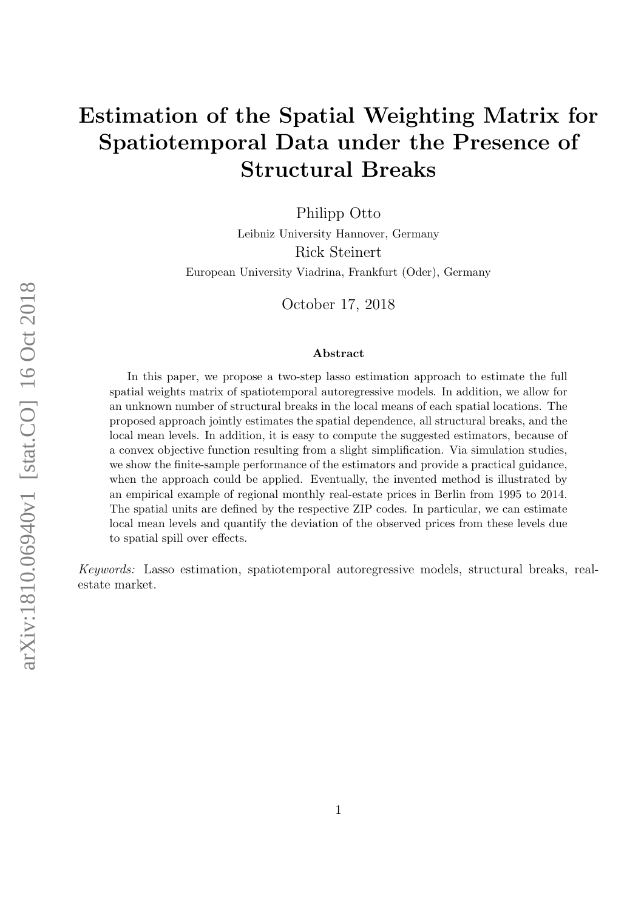# Estimation of the Spatial Weighting Matrix for Spatiotemporal Data under the Presence of Structural Breaks

Philipp Otto

Leibniz University Hannover, Germany

Rick Steinert

European University Viadrina, Frankfurt (Oder), Germany

October 17, 2018

### Abstract

In this paper, we propose a two-step lasso estimation approach to estimate the full spatial weights matrix of spatiotemporal autoregressive models. In addition, we allow for an unknown number of structural breaks in the local means of each spatial locations. The proposed approach jointly estimates the spatial dependence, all structural breaks, and the local mean levels. In addition, it is easy to compute the suggested estimators, because of a convex objective function resulting from a slight simplification. Via simulation studies, we show the finite-sample performance of the estimators and provide a practical guidance, when the approach could be applied. Eventually, the invented method is illustrated by an empirical example of regional monthly real-estate prices in Berlin from 1995 to 2014. The spatial units are defined by the respective ZIP codes. In particular, we can estimate local mean levels and quantify the deviation of the observed prices from these levels due to spatial spill over effects.

*Keywords:* Lasso estimation, spatiotemporal autoregressive models, structural breaks, real-estate market.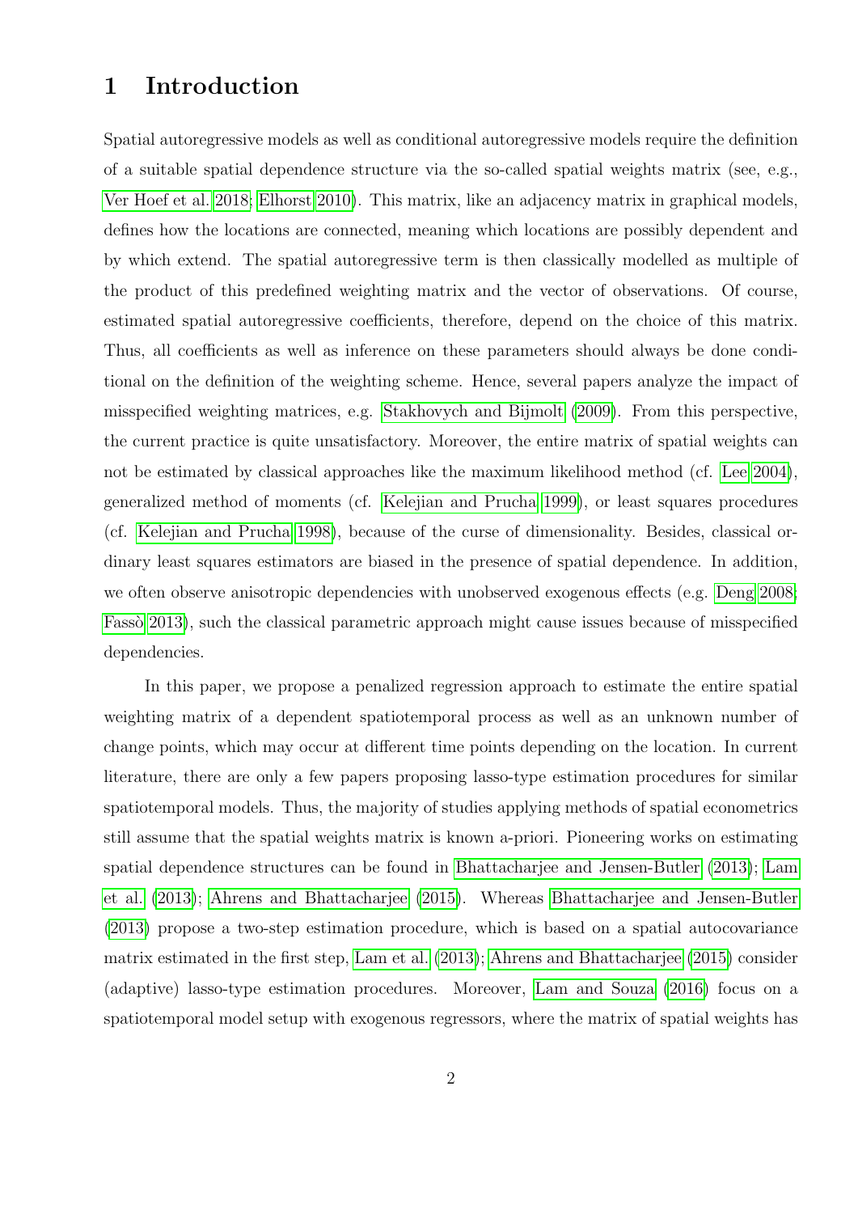# 1 Introduction

Spatial autoregressive models as well as conditional autoregressive models require the definition of a suitable spatial dependence structure via the so-called spatial weights matrix (see, e.g., Ver Hoef et al. 2018; Elhorst 2010). This matrix, like an adjacency matrix in graphical models, defines how the locations are connected, meaning which locations are possibly dependent and by which extend. The spatial autoregressive term is then classically modelled as multiple of the product of this predefined weighting matrix and the vector of observations. Of course, estimated spatial autoregressive coefficients, therefore, depend on the choice of this matrix. Thus, all coefficients as well as inference on these parameters should always be done conditional on the definition of the weighting scheme. Hence, several papers analyze the impact of misspecified weighting matrices, e.g. Stakhovych and Bijmolt (2009). From this perspective, the current practice is quite unsatisfactory. Moreover, the entire matrix of spatial weights can not be estimated by classical approaches like the maximum likelihood method (cf. Lee 2004), generalized method of moments (cf. Kelejian and Prucha 1999), or least squares procedures (cf. Kelejian and Prucha 1998), because of the curse of dimensionality. Besides, classical ordinary least squares estimators are biased in the presence of spatial dependence. In addition, we often observe anisotropic dependencies with unobserved exogenous effects (e.g. Deng 2008; Fassò 2013), such the classical parametric approach might cause issues because of misspecified dependencies.

In this paper, we propose a penalized regression approach to estimate the entire spatial weighting matrix of a dependent spatiotemporal process as well as an unknown number of change points, which may occur at different time points depending on the location. In current literature, there are only a few papers proposing lasso-type estimation procedures for similar spatiotemporal models. Thus, the majority of studies applying methods of spatial econometrics still assume that the spatial weights matrix is known a-priori. Pioneering works on estimating spatial dependence structures can be found in Bhattacharjee and Jensen-Butler (2013); Lam et al. (2013); Ahrens and Bhattacharjee (2015). Whereas Bhattacharjee and Jensen-Butler (2013) propose a two-step estimation procedure, which is based on a spatial autocovariance matrix estimated in the first step, Lam et al. (2013); Ahrens and Bhattacharjee (2015) consider (adaptive) lasso-type estimation procedures. Moreover, Lam and Souza (2016) focus on a spatiotemporal model setup with exogenous regressors, where the matrix of spatial weights has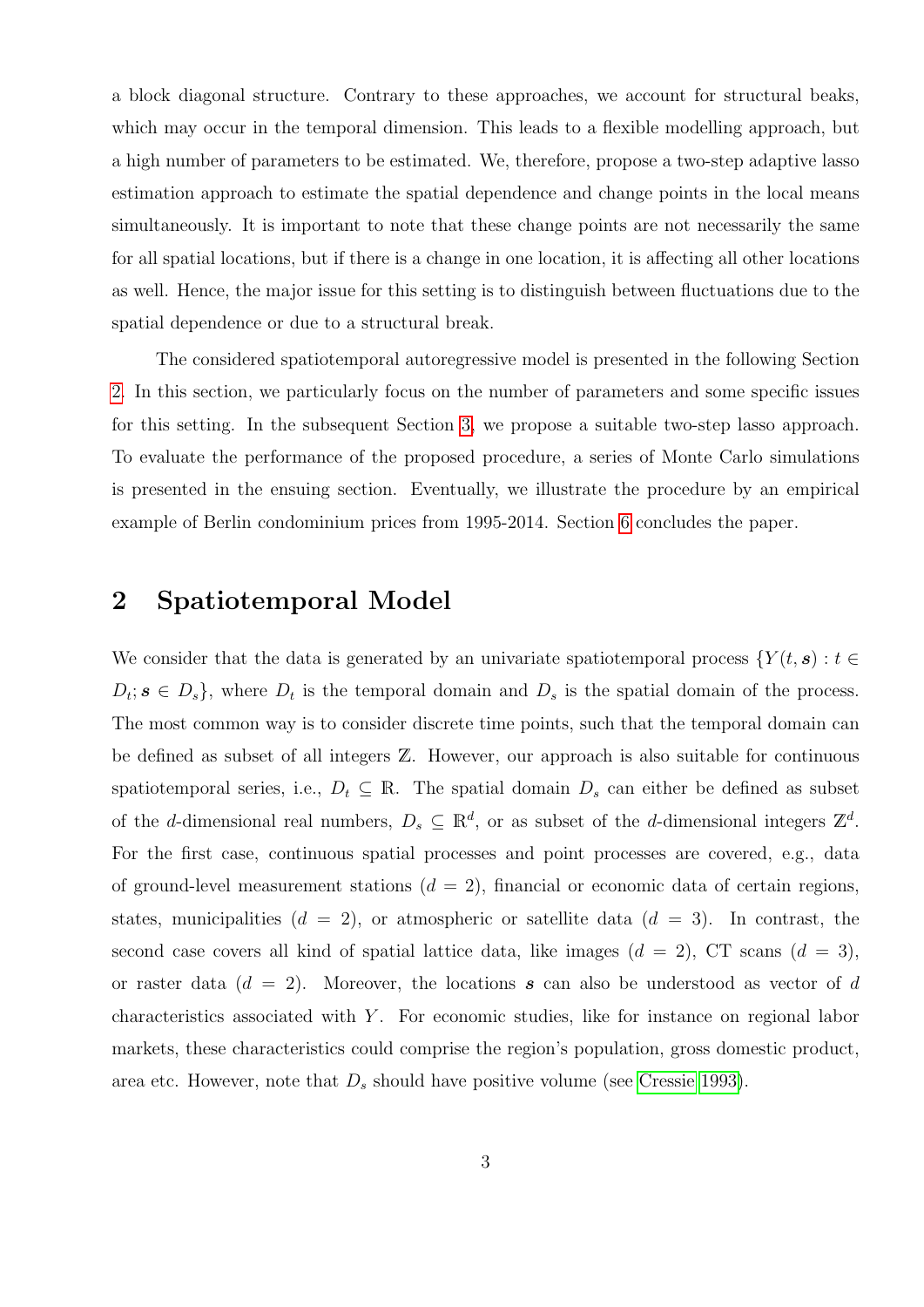a block diagonal structure. Contrary to these approaches, we account for structural beaks, which may occur in the temporal dimension. This leads to a flexible modelling approach, but a high number of parameters to be estimated. We, therefore, propose a two-step adaptive lasso estimation approach to estimate the spatial dependence and change points in the local means simultaneously. It is important to note that these change points are not necessarily the same for all spatial locations, but if there is a change in one location, it is affecting all other locations as well. Hence, the major issue for this setting is to distinguish between fluctuations due to the spatial dependence or due to a structural break.

The considered spatiotemporal autoregressive model is presented in the following Section 2. In this section, we particularly focus on the number of parameters and some specific issues for this setting. In the subsequent Section 3, we propose a suitable two-step lasso approach. To evaluate the performance of the proposed procedure, a series of Monte Carlo simulations is presented in the ensuing section. Eventually, we illustrate the procedure by an empirical example of Berlin condominium prices from 1995-2014. Section 6 concludes the paper.

## 2 Spatiotemporal Model

We consider that the data is generated by an univariate spatiotemporal process $\{Y(t, \boldsymbol{s}) : t \in D_t; \boldsymbol{s} \in D_s\}$, where $D_t$ is the temporal domain and $D_s$ is the spatial domain of the process. The most common way is to consider discrete time points, such that the temporal domain can be defined as subset of all integers $\mathbb{Z}$. However, our approach is also suitable for continuous spatiotemporal series, i.e., $D_t \subseteq \mathbb{R}$. The spatial domain $D_s$ can either be defined as subset of the $d$-dimensional real numbers, $D_s \subseteq \mathbb{R}^d$, or as subset of the $d$-dimensional integers $\mathbb{Z}^d$. For the first case, continuous spatial processes and point processes are covered, e.g., data of ground-level measurement stations ($d = 2$), financial or economic data of certain regions, states, municipalities ($d = 2$), or atmospheric or satellite data ($d = 3$). In contrast, the second case covers all kind of spatial lattice data, like images ($d = 2$), CT scans ($d = 3$), or raster data ($d = 2$). Moreover, the locations $\boldsymbol{s}$ can also be understood as vector of $d$ characteristics associated with $Y$. For economic studies, like for instance on regional labor markets, these characteristics could comprise the region's population, gross domestic product, area etc. However, note that $D_s$ should have positive volume (see Cressie 1993).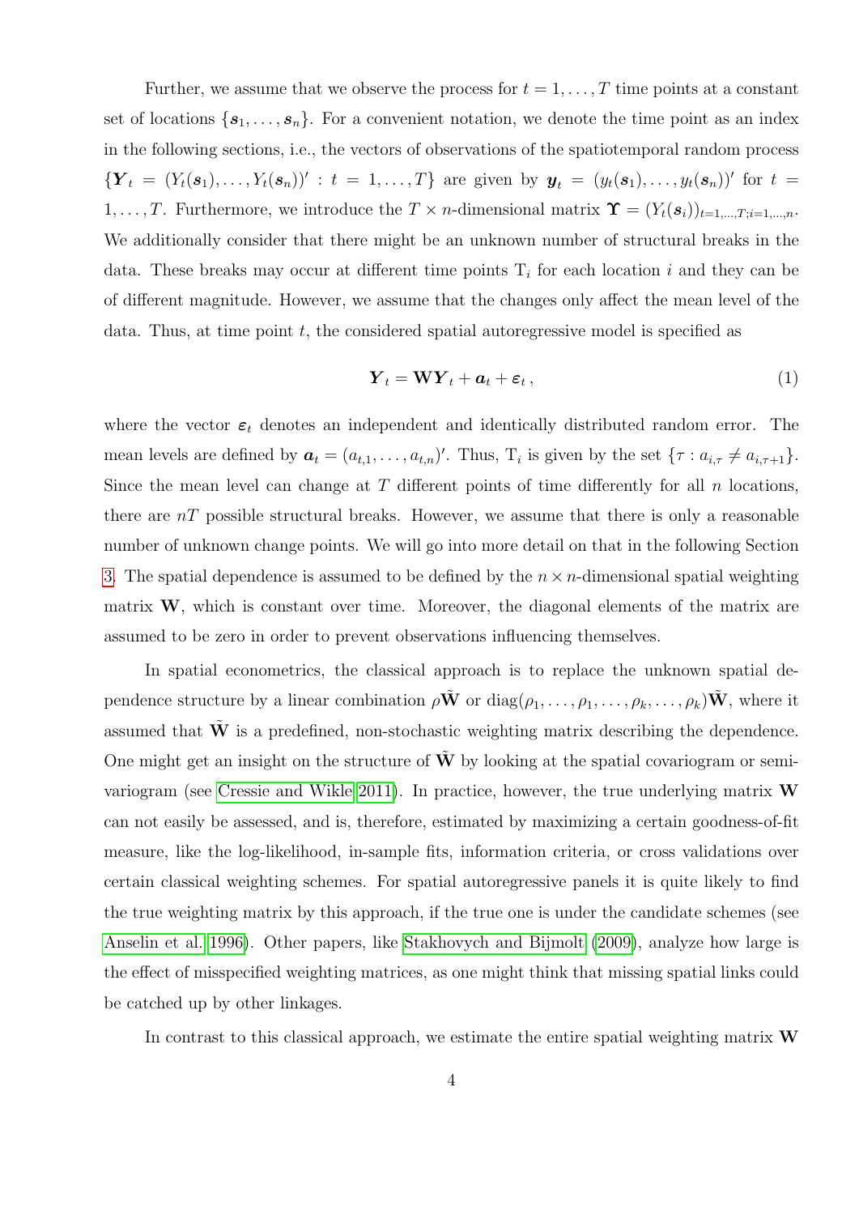Further, we assume that we observe the process for $t = 1, \ldots, T$ time points at a constant set of locations $\{\boldsymbol{s}_1, \ldots, \boldsymbol{s}_n\}$. For a convenient notation, we denote the time point as an index in the following sections, i.e., the vectors of observations of the spatiotemporal random process $\{\boldsymbol{Y}_t = (Y_t(\boldsymbol{s}_1), \ldots, Y_t(\boldsymbol{s}_n))' : t = 1, \ldots, T\}$ are given by $\boldsymbol{y}_t = (y_t(\boldsymbol{s}_1), \ldots, y_t(\boldsymbol{s}_n))'$ for $t = 1, \ldots, T$. Furthermore, we introduce the $T \times n$-dimensional matrix $\boldsymbol{\Upsilon} = (Y_t(\boldsymbol{s}_i))_{t=1,\ldots,T;i=1,\ldots,n}$. We additionally consider that there might be an unknown number of structural breaks in the data. These breaks may occur at different time points $\mathrm{T}_i$ for each location $i$ and they can be of different magnitude. However, we assume that the changes only affect the mean level of the data. Thus, at time point $t$, the considered spatial autoregressive model is specified as

$$\boldsymbol{Y}_t = \mathbf{W}\boldsymbol{Y}_t + \boldsymbol{a}_t + \boldsymbol{\varepsilon}_t\,, \tag{1}$$

where the vector $\boldsymbol{\varepsilon}_t$ denotes an independent and identically distributed random error. The mean levels are defined by $\boldsymbol{a}_t = (a_{t,1}, \ldots, a_{t,n})'$. Thus, $\mathrm{T}_i$ is given by the set $\{\tau : a_{i,\tau} \neq a_{i,\tau+1}\}$. Since the mean level can change at $T$ different points of time differently for all $n$ locations, there are $nT$ possible structural breaks. However, we assume that there is only a reasonable number of unknown change points. We will go into more detail on that in the following Section 3. The spatial dependence is assumed to be defined by the $n \times n$-dimensional spatial weighting matrix $\mathbf{W}$, which is constant over time. Moreover, the diagonal elements of the matrix are assumed to be zero in order to prevent observations influencing themselves.

In spatial econometrics, the classical approach is to replace the unknown spatial dependence structure by a linear combination $\rho\tilde{\mathbf{W}}$ or $\mathrm{diag}(\rho_1, \ldots, \rho_1, \ldots, \rho_k, \ldots, \rho_k)\tilde{\mathbf{W}}$, where it assumed that $\tilde{\mathbf{W}}$ is a predefined, non-stochastic weighting matrix describing the dependence. One might get an insight on the structure of $\tilde{\mathbf{W}}$ by looking at the spatial covariogram or semivariogram (see Cressie and Wikle 2011). In practice, however, the true underlying matrix $\mathbf{W}$ can not easily be assessed, and is, therefore, estimated by maximizing a certain goodness-of-fit measure, like the log-likelihood, in-sample fits, information criteria, or cross validations over certain classical weighting schemes. For spatial autoregressive panels it is quite likely to find the true weighting matrix by this approach, if the true one is under the candidate schemes (see Anselin et al. 1996). Other papers, like Stakhovych and Bijmolt (2009), analyze how large is the effect of misspecified weighting matrices, as one might think that missing spatial links could be catched up by other linkages.

In contrast to this classical approach, we estimate the entire spatial weighting matrix $\mathbf{W}$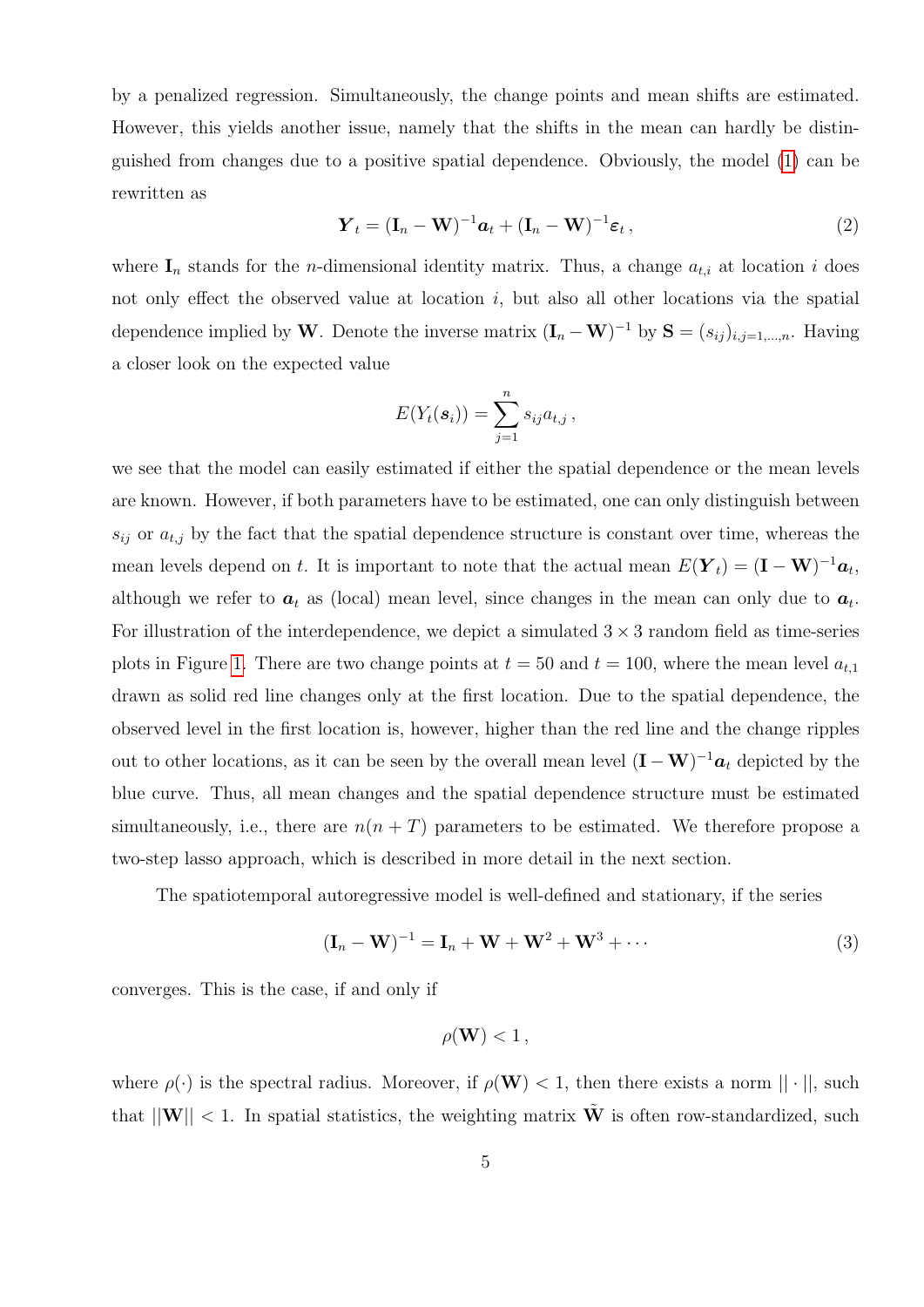by a penalized regression. Simultaneously, the change points and mean shifts are estimated. However, this yields another issue, namely that the shifts in the mean can hardly be distinguished from changes due to a positive spatial dependence. Obviously, the model (1) can be rewritten as

$$\boldsymbol{Y}_t = (\mathbf{I}_n - \mathbf{W})^{-1}\boldsymbol{a}_t + (\mathbf{I}_n - \mathbf{W})^{-1}\boldsymbol{\varepsilon}_t \,, \tag{2}$$

where $\mathbf{I}_n$ stands for the $n$-dimensional identity matrix. Thus, a change $a_{t,i}$ at location $i$ does not only effect the observed value at location $i$, but also all other locations via the spatial dependence implied by $\mathbf{W}$. Denote the inverse matrix $(\mathbf{I}_n - \mathbf{W})^{-1}$ by $\mathbf{S} = (s_{ij})_{i,j=1,\ldots,n}$. Having a closer look on the expected value

$$E(Y_t(\boldsymbol{s}_i)) = \sum_{j=1}^{n} s_{ij} a_{t,j} \,,$$

we see that the model can easily estimated if either the spatial dependence or the mean levels are known. However, if both parameters have to be estimated, one can only distinguish between $s_{ij}$ or $a_{t,j}$ by the fact that the spatial dependence structure is constant over time, whereas the mean levels depend on $t$. It is important to note that the actual mean $E(\boldsymbol{Y}_t) = (\mathbf{I} - \mathbf{W})^{-1}\boldsymbol{a}_t$, although we refer to $\boldsymbol{a}_t$ as (local) mean level, since changes in the mean can only due to $\boldsymbol{a}_t$. For illustration of the interdependence, we depict a simulated $3 \times 3$ random field as time-series plots in Figure 1. There are two change points at $t = 50$ and $t = 100$, where the mean level $a_{t,1}$ drawn as solid red line changes only at the first location. Due to the spatial dependence, the observed level in the first location is, however, higher than the red line and the change ripples out to other locations, as it can be seen by the overall mean level $(\mathbf{I} - \mathbf{W})^{-1}\boldsymbol{a}_t$ depicted by the blue curve. Thus, all mean changes and the spatial dependence structure must be estimated simultaneously, i.e., there are $n(n + T)$ parameters to be estimated. We therefore propose a two-step lasso approach, which is described in more detail in the next section.

The spatiotemporal autoregressive model is well-defined and stationary, if the series

$$(\mathbf{I}_n - \mathbf{W})^{-1} = \mathbf{I}_n + \mathbf{W} + \mathbf{W}^2 + \mathbf{W}^3 + \cdots \tag{3}$$

converges. This is the case, if and only if

$$\rho(\mathbf{W}) < 1 \,,$$

where $\rho(\cdot)$ is the spectral radius. Moreover, if $\rho(\mathbf{W}) < 1$, then there exists a norm $||\cdot||$, such that $||\mathbf{W}|| < 1$. In spatial statistics, the weighting matrix $\tilde{\mathbf{W}}$ is often row-standardized, such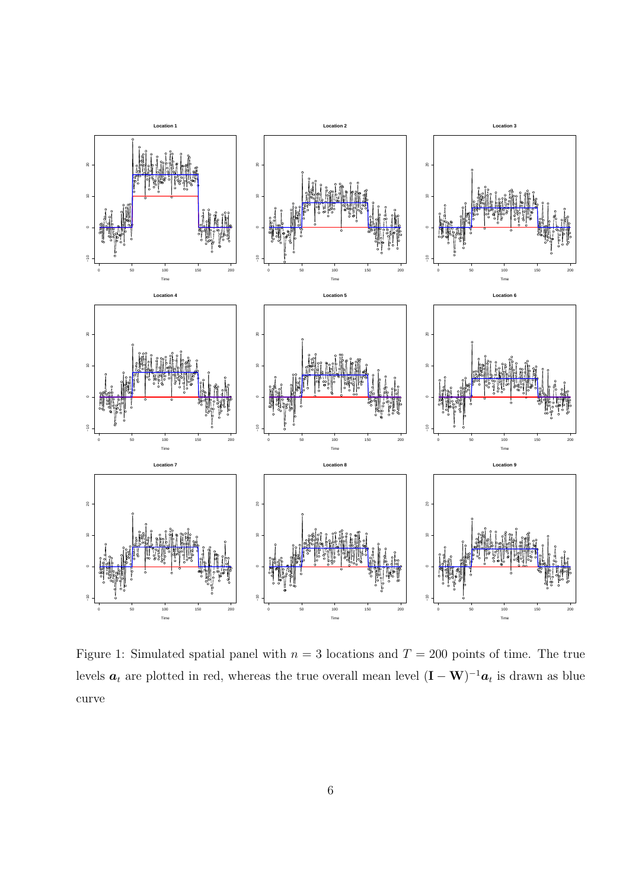Figure 1: Simulated spatial panel with $n = 3$ locations and $T = 200$ points of time. The true levels $\boldsymbol{a}_t$ are plotted in red, whereas the true overall mean level $(\mathbf{I} - \mathbf{W})^{-1}\boldsymbol{a}_t$ is drawn as blue curve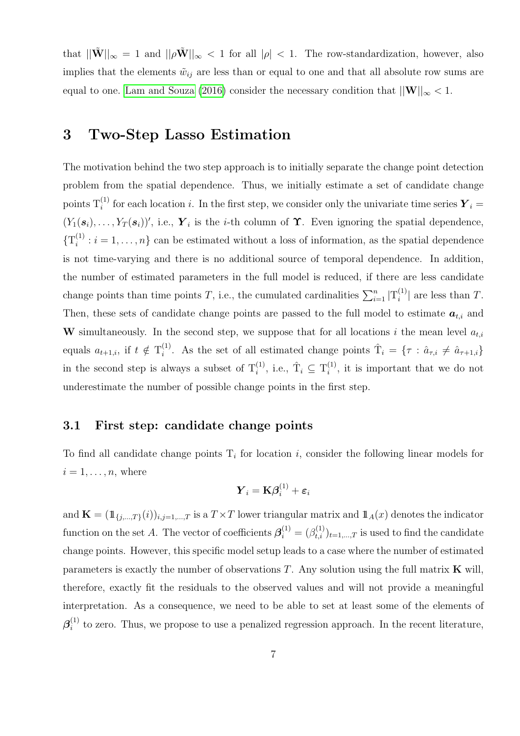that $||\tilde{\mathbf{W}}||_\infty = 1$ and $||\rho\tilde{\mathbf{W}}||_\infty < 1$ for all $|\rho| < 1$. The row-standardization, however, also implies that the elements $\tilde{w}_{ij}$ are less than or equal to one and that all absolute row sums are equal to one. Lam and Souza (2016) consider the necessary condition that $||\mathbf{W}||_\infty < 1$.

# 3 Two-Step Lasso Estimation

The motivation behind the two step approach is to initially separate the change point detection problem from the spatial dependence. Thus, we initially estimate a set of candidate change points $\mathrm{T}_i^{(1)}$ for each location $i$. In the first step, we consider only the univariate time series $\boldsymbol{Y}_i = (Y_1(\boldsymbol{s}_i), \ldots, Y_T(\boldsymbol{s}_i))'$, i.e., $\boldsymbol{Y}_i$ is the $i$-th column of $\boldsymbol{\Upsilon}$. Even ignoring the spatial dependence, $\{\mathrm{T}_i^{(1)} : i = 1, \ldots, n\}$ can be estimated without a loss of information, as the spatial dependence is not time-varying and there is no additional source of temporal dependence. In addition, the number of estimated parameters in the full model is reduced, if there are less candidate change points than time points $T$, i.e., the cumulated cardinalities $\sum_{i=1}^n |\mathrm{T}_i^{(1)}|$ are less than $T$. Then, these sets of candidate change points are passed to the full model to estimate $\boldsymbol{a}_{t,i}$ and $\mathbf{W}$ simultaneously. In the second step, we suppose that for all locations $i$ the mean level $a_{t,i}$ equals $a_{t+1,i}$, if $t \notin \mathrm{T}_i^{(1)}$. As the set of all estimated change points $\hat{\mathrm{T}}_i = \{\tau : \hat{a}_{\tau,i} \neq \hat{a}_{\tau+1,i}\}$ in the second step is always a subset of $\mathrm{T}_i^{(1)}$, i.e., $\hat{\mathrm{T}}_i \subseteq \mathrm{T}_i^{(1)}$, it is important that we do not underestimate the number of possible change points in the first step.

## 3.1 First step: candidate change points

To find all candidate change points $\mathrm{T}_i$ for location $i$, consider the following linear models for $i = 1, \ldots, n$, where

$$\boldsymbol{Y}_i = \mathbf{K}\boldsymbol{\beta}_i^{(1)} + \boldsymbol{\varepsilon}_i$$

and $\mathbf{K} = (\mathbb{1}_{\{j,\ldots,T\}}(i))_{i,j=1,\ldots,T}$ is a $T \times T$ lower triangular matrix and $\mathbb{1}_A(x)$ denotes the indicator function on the set $A$. The vector of coefficients $\boldsymbol{\beta}_i^{(1)} = (\beta_{t,i}^{(1)})_{t=1,\ldots,T}$ is used to find the candidate change points. However, this specific model setup leads to a case where the number of estimated parameters is exactly the number of observations $T$. Any solution using the full matrix $\mathbf{K}$ will, therefore, exactly fit the residuals to the observed values and will not provide a meaningful interpretation. As a consequence, we need to be able to set at least some of the elements of $\boldsymbol{\beta}_i^{(1)}$ to zero. Thus, we propose to use a penalized regression approach. In the recent literature,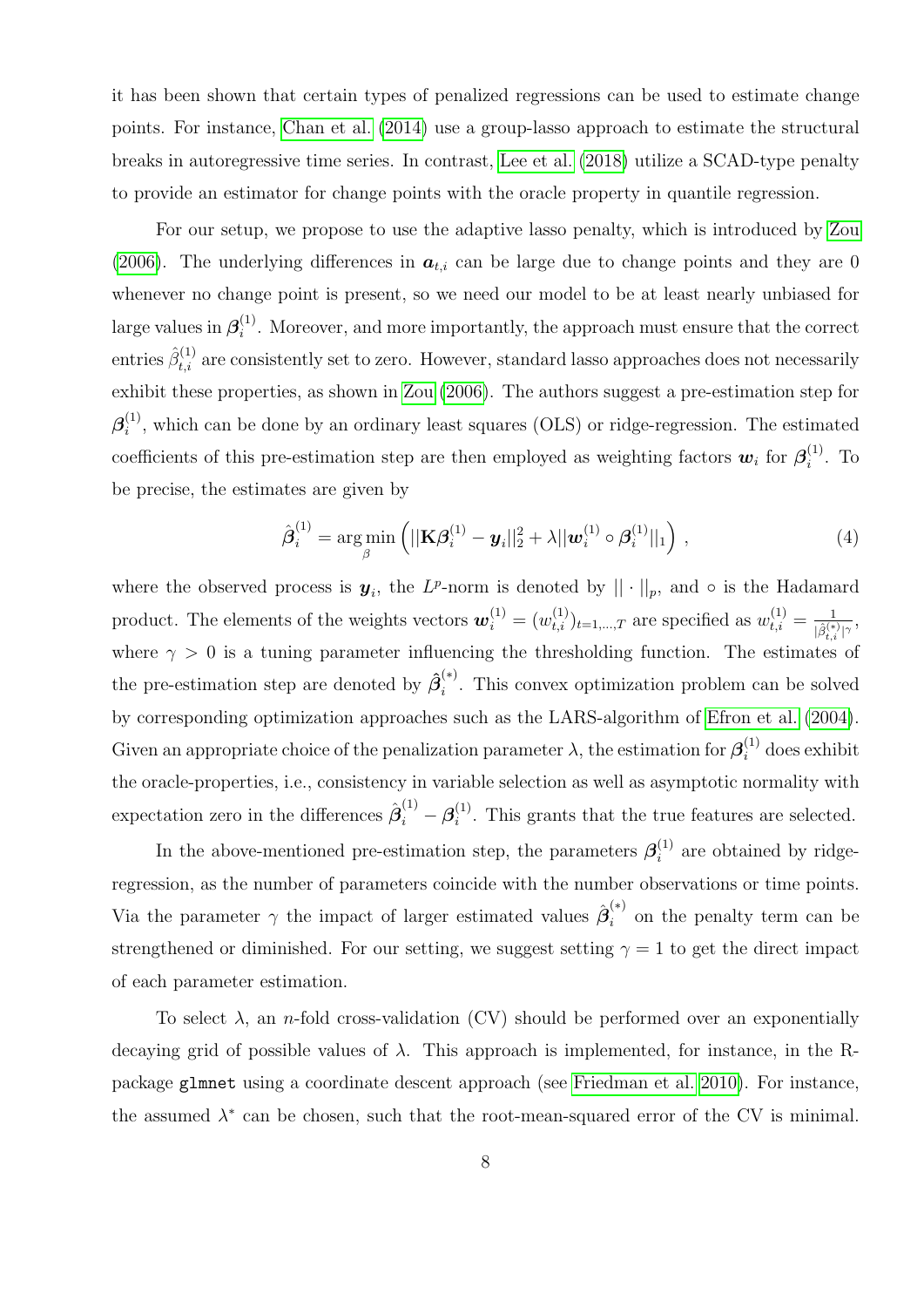it has been shown that certain types of penalized regressions can be used to estimate change points. For instance, Chan et al. (2014) use a group-lasso approach to estimate the structural breaks in autoregressive time series. In contrast, Lee et al. (2018) utilize a SCAD-type penalty to provide an estimator for change points with the oracle property in quantile regression.

For our setup, we propose to use the adaptive lasso penalty, which is introduced by Zou (2006). The underlying differences in $\boldsymbol{a}_{t,i}$ can be large due to change points and they are 0 whenever no change point is present, so we need our model to be at least nearly unbiased for large values in $\boldsymbol{\beta}_i^{(1)}$. Moreover, and more importantly, the approach must ensure that the correct entries $\hat{\beta}_{t,i}^{(1)}$ are consistently set to zero. However, standard lasso approaches does not necessarily exhibit these properties, as shown in Zou (2006). The authors suggest a pre-estimation step for $\boldsymbol{\beta}_i^{(1)}$, which can be done by an ordinary least squares (OLS) or ridge-regression. The estimated coefficients of this pre-estimation step are then employed as weighting factors $\boldsymbol{w}_i$ for $\boldsymbol{\beta}_i^{(1)}$. To be precise, the estimates are given by

$$\hat{\boldsymbol{\beta}}_i^{(1)} = \underset{\beta}{\arg\min} \left( ||\mathbf{K}\boldsymbol{\beta}_i^{(1)} - \boldsymbol{y}_i||_2^2 + \lambda ||\boldsymbol{w}_i^{(1)} \circ \boldsymbol{\beta}_i^{(1)}||_1 \right) , \tag{4}$$

where the observed process is $\boldsymbol{y}_i$, the $L^p$-norm is denoted by $||\cdot||_p$, and $\circ$ is the Hadamard product. The elements of the weights vectors $\boldsymbol{w}_i^{(1)} = (w_{t,i}^{(1)})_{t=1,\ldots,T}$ are specified as $w_{t,i}^{(1)} = \frac{1}{|\hat{\beta}_{t,i}^{(*)}|^\gamma}$, where $\gamma > 0$ is a tuning parameter influencing the thresholding function. The estimates of the pre-estimation step are denoted by $\hat{\boldsymbol{\beta}}_i^{(*)}$. This convex optimization problem can be solved by corresponding optimization approaches such as the LARS-algorithm of Efron et al. (2004). Given an appropriate choice of the penalization parameter $\lambda$, the estimation for $\boldsymbol{\beta}_i^{(1)}$ does exhibit the oracle-properties, i.e., consistency in variable selection as well as asymptotic normality with expectation zero in the differences $\hat{\boldsymbol{\beta}}_i^{(1)} - \boldsymbol{\beta}_i^{(1)}$. This grants that the true features are selected.

In the above-mentioned pre-estimation step, the parameters $\boldsymbol{\beta}_i^{(1)}$ are obtained by ridge-regression, as the number of parameters coincide with the number observations or time points. Via the parameter $\gamma$ the impact of larger estimated values $\hat{\boldsymbol{\beta}}_i^{(*)}$ on the penalty term can be strengthened or diminished. For our setting, we suggest setting $\gamma = 1$ to get the direct impact of each parameter estimation.

To select $\lambda$, an $n$-fold cross-validation (CV) should be performed over an exponentially decaying grid of possible values of $\lambda$. This approach is implemented, for instance, in the R-package `glmnet` using a coordinate descent approach (see Friedman et al. 2010). For instance, the assumed $\lambda^*$ can be chosen, such that the root-mean-squared error of the CV is minimal.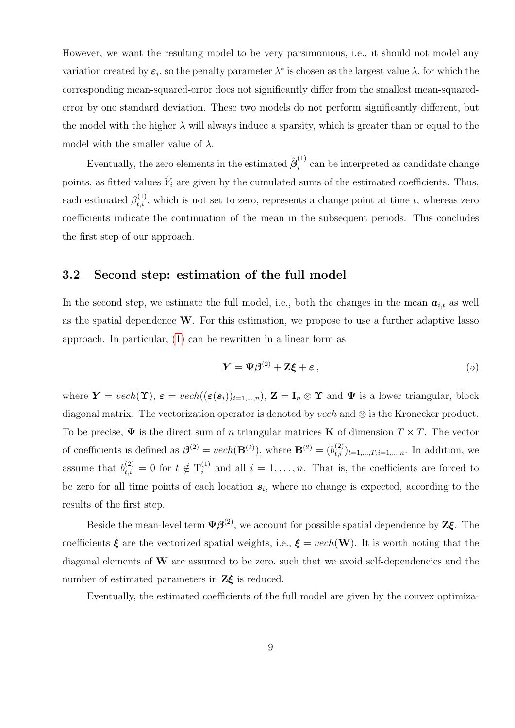However, we want the resulting model to be very parsimonious, i.e., it should not model any variation created by $\boldsymbol{\varepsilon}_i$, so the penalty parameter $\lambda^*$ is chosen as the largest value $\lambda$, for which the corresponding mean-squared-error does not significantly differ from the smallest mean-squared-error by one standard deviation. These two models do not perform significantly different, but the model with the higher $\lambda$ will always induce a sparsity, which is greater than or equal to the model with the smaller value of $\lambda$.

Eventually, the zero elements in the estimated $\hat{\boldsymbol{\beta}}_i^{(1)}$ can be interpreted as candidate change points, as fitted values $\hat{Y}_i$ are given by the cumulated sums of the estimated coefficients. Thus, each estimated $\beta_{t,i}^{(1)}$, which is not set to zero, represents a change point at time $t$, whereas zero coefficients indicate the continuation of the mean in the subsequent periods. This concludes the first step of our approach.

### 3.2 Second step: estimation of the full model

In the second step, we estimate the full model, i.e., both the changes in the mean $\boldsymbol{a}_{i,t}$ as well as the spatial dependence $\mathbf{W}$. For this estimation, we propose to use a further adaptive lasso approach. In particular, (1) can be rewritten in a linear form as

$$\boldsymbol{Y} = \boldsymbol{\Psi}\boldsymbol{\beta}^{(2)} + \mathbf{Z}\boldsymbol{\xi} + \boldsymbol{\varepsilon}\,, \tag{5}$$

where $\boldsymbol{Y} = vech(\boldsymbol{\Upsilon})$, $\boldsymbol{\varepsilon} = vech((\boldsymbol{\varepsilon}(\boldsymbol{s}_i))_{i=1,\ldots,n})$, $\mathbf{Z} = \mathbf{I}_n \otimes \boldsymbol{\Upsilon}$ and $\boldsymbol{\Psi}$ is a lower triangular, block diagonal matrix. The vectorization operator is denoted by $vech$ and $\otimes$ is the Kronecker product. To be precise, $\boldsymbol{\Psi}$ is the direct sum of $n$ triangular matrices $\mathbf{K}$ of dimension $T \times T$. The vector of coefficients is defined as $\boldsymbol{\beta}^{(2)} = vech(\mathbf{B}^{(2)})$, where $\mathbf{B}^{(2)} = (b_{t,i}^{(2)})_{t=1,\ldots,T;i=1,\ldots,n}$. In addition, we assume that $b_{t,i}^{(2)} = 0$ for $t \notin \mathrm{T}_i^{(1)}$ and all $i = 1,\ldots,n$. That is, the coefficients are forced to be zero for all time points of each location $\boldsymbol{s}_i$, where no change is expected, according to the results of the first step.

Beside the mean-level term $\boldsymbol{\Psi}\boldsymbol{\beta}^{(2)}$, we account for possible spatial dependence by $\mathbf{Z}\boldsymbol{\xi}$. The coefficients $\boldsymbol{\xi}$ are the vectorized spatial weights, i.e., $\boldsymbol{\xi} = vech(\mathbf{W})$. It is worth noting that the diagonal elements of $\mathbf{W}$ are assumed to be zero, such that we avoid self-dependencies and the number of estimated parameters in $\mathbf{Z}\boldsymbol{\xi}$ is reduced.

Eventually, the estimated coefficients of the full model are given by the convex optimiza-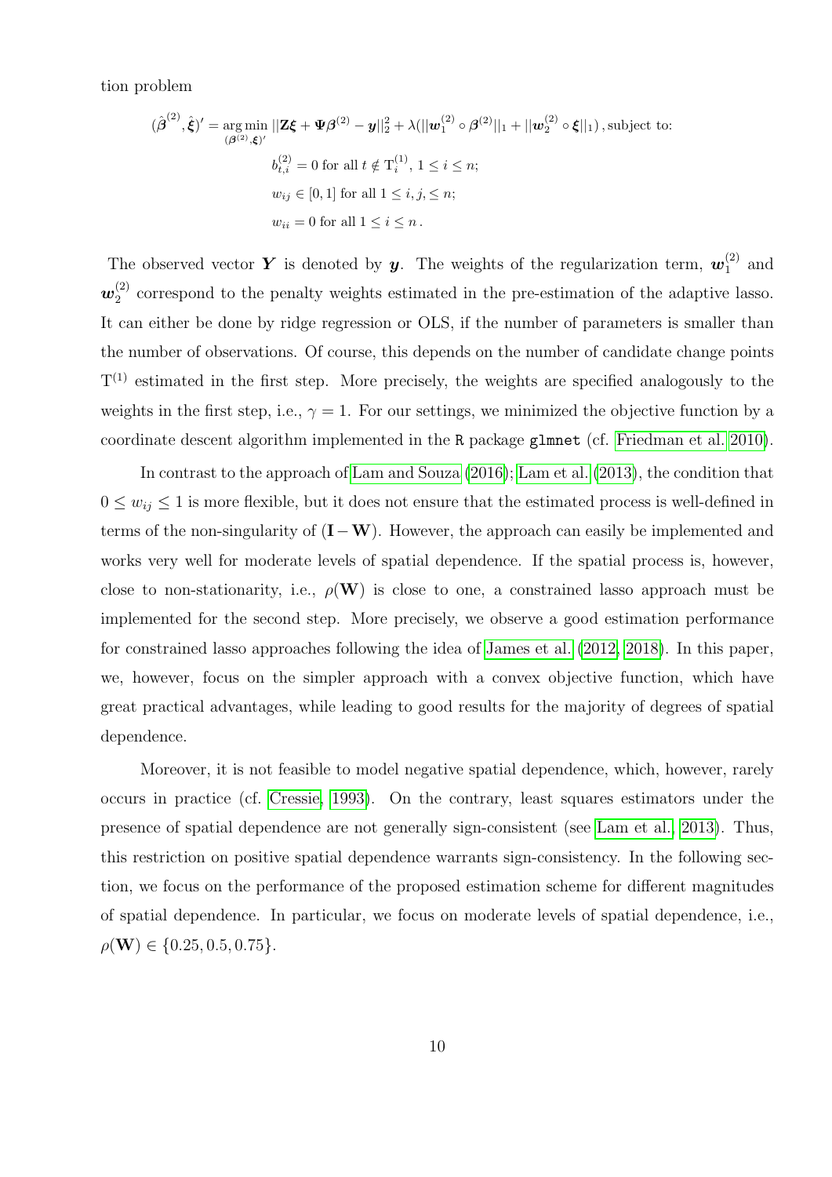tion problem

$$
\begin{aligned}
(\hat{\boldsymbol{\beta}}^{(2)}, \hat{\boldsymbol{\xi}})' = \underset{(\boldsymbol{\beta}^{(2)}, \boldsymbol{\xi})'}{\arg\min} \; & ||\mathbf{Z}\boldsymbol{\xi} + \boldsymbol{\Psi}\boldsymbol{\beta}^{(2)} - \boldsymbol{y}||_2^2 + \lambda(||\boldsymbol{w}_1^{(2)} \circ \boldsymbol{\beta}^{(2)}||_1 + ||\boldsymbol{w}_2^{(2)} \circ \boldsymbol{\xi}||_1)\,, \text{subject to:} \\
& b_{t,i}^{(2)} = 0 \text{ for all } t \notin \mathrm{T}_i^{(1)},\ 1 \leq i \leq n; \\
& w_{ij} \in [0,1] \text{ for all } 1 \leq i, j, \leq n; \\
& w_{ii} = 0 \text{ for all } 1 \leq i \leq n\,.
\end{aligned}
$$

The observed vector $\boldsymbol{Y}$ is denoted by $\boldsymbol{y}$. The weights of the regularization term, $\boldsymbol{w}_1^{(2)}$ and $\boldsymbol{w}_2^{(2)}$ correspond to the penalty weights estimated in the pre-estimation of the adaptive lasso. It can either be done by ridge regression or OLS, if the number of parameters is smaller than the number of observations. Of course, this depends on the number of candidate change points $\mathrm{T}^{(1)}$ estimated in the first step. More precisely, the weights are specified analogously to the weights in the first step, i.e., $\gamma = 1$. For our settings, we minimized the objective function by a coordinate descent algorithm implemented in the R package `glmnet` (cf. Friedman et al. 2010).

In contrast to the approach of Lam and Souza (2016); Lam et al. (2013), the condition that $0 \leq w_{ij} \leq 1$ is more flexible, but it does not ensure that the estimated process is well-defined in terms of the non-singularity of $(\mathbf{I} - \mathbf{W})$. However, the approach can easily be implemented and works very well for moderate levels of spatial dependence. If the spatial process is, however, close to non-stationarity, i.e., $\rho(\mathbf{W})$ is close to one, a constrained lasso approach must be implemented for the second step. More precisely, we observe a good estimation performance for constrained lasso approaches following the idea of James et al. (2012, 2018). In this paper, we, however, focus on the simpler approach with a convex objective function, which have great practical advantages, while leading to good results for the majority of degrees of spatial dependence.

Moreover, it is not feasible to model negative spatial dependence, which, however, rarely occurs in practice (cf. Cressie, 1993). On the contrary, least squares estimators under the presence of spatial dependence are not generally sign-consistent (see Lam et al., 2013). Thus, this restriction on positive spatial dependence warrants sign-consistency. In the following section, we focus on the performance of the proposed estimation scheme for different magnitudes of spatial dependence. In particular, we focus on moderate levels of spatial dependence, i.e., $\rho(\mathbf{W}) \in \{0.25, 0.5, 0.75\}$.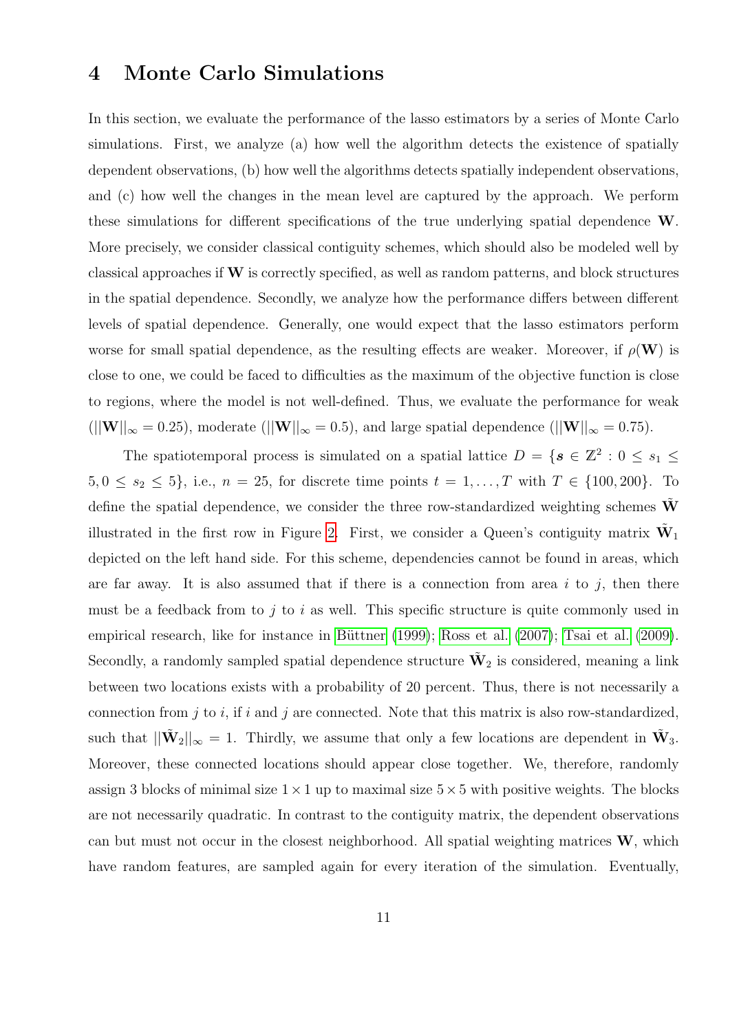# 4 Monte Carlo Simulations

In this section, we evaluate the performance of the lasso estimators by a series of Monte Carlo simulations. First, we analyze (a) how well the algorithm detects the existence of spatially dependent observations, (b) how well the algorithms detects spatially independent observations, and (c) how well the changes in the mean level are captured by the approach. We perform these simulations for different specifications of the true underlying spatial dependence $\mathbf{W}$. More precisely, we consider classical contiguity schemes, which should also be modeled well by classical approaches if $\mathbf{W}$ is correctly specified, as well as random patterns, and block structures in the spatial dependence. Secondly, we analyze how the performance differs between different levels of spatial dependence. Generally, one would expect that the lasso estimators perform worse for small spatial dependence, as the resulting effects are weaker. Moreover, if $\rho(\mathbf{W})$ is close to one, we could be faced to difficulties as the maximum of the objective function is close to regions, where the model is not well-defined. Thus, we evaluate the performance for weak ($||\mathbf{W}||_\infty = 0.25$), moderate ($||\mathbf{W}||_\infty = 0.5$), and large spatial dependence ($||\mathbf{W}||_\infty = 0.75$).

The spatiotemporal process is simulated on a spatial lattice $D = \{\boldsymbol{s} \in \mathbb{Z}^2 : 0 \leq s_1 \leq 5, 0 \leq s_2 \leq 5\}$, i.e., $n = 25$, for discrete time points $t = 1, \ldots, T$ with $T \in \{100, 200\}$. To define the spatial dependence, we consider the three row-standardized weighting schemes $\tilde{\mathbf{W}}$ illustrated in the first row in Figure 2. First, we consider a Queen's contiguity matrix $\tilde{\mathbf{W}}_1$ depicted on the left hand side. For this scheme, dependencies cannot be found in areas, which are far away. It is also assumed that if there is a connection from area $i$ to $j$, then there must be a feedback from to $j$ to $i$ as well. This specific structure is quite commonly used in empirical research, like for instance in Büttner (1999); Ross et al. (2007); Tsai et al. (2009). Secondly, a randomly sampled spatial dependence structure $\tilde{\mathbf{W}}_2$ is considered, meaning a link between two locations exists with a probability of 20 percent. Thus, there is not necessarily a connection from $j$ to $i$, if $i$ and $j$ are connected. Note that this matrix is also row-standardized, such that $||\tilde{\mathbf{W}}_2||_\infty = 1$. Thirdly, we assume that only a few locations are dependent in $\tilde{\mathbf{W}}_3$. Moreover, these connected locations should appear close together. We, therefore, randomly assign 3 blocks of minimal size $1 \times 1$ up to maximal size $5 \times 5$ with positive weights. The blocks are not necessarily quadratic. In contrast to the contiguity matrix, the dependent observations can but must not occur in the closest neighborhood. All spatial weighting matrices $\mathbf{W}$, which have random features, are sampled again for every iteration of the simulation. Eventually,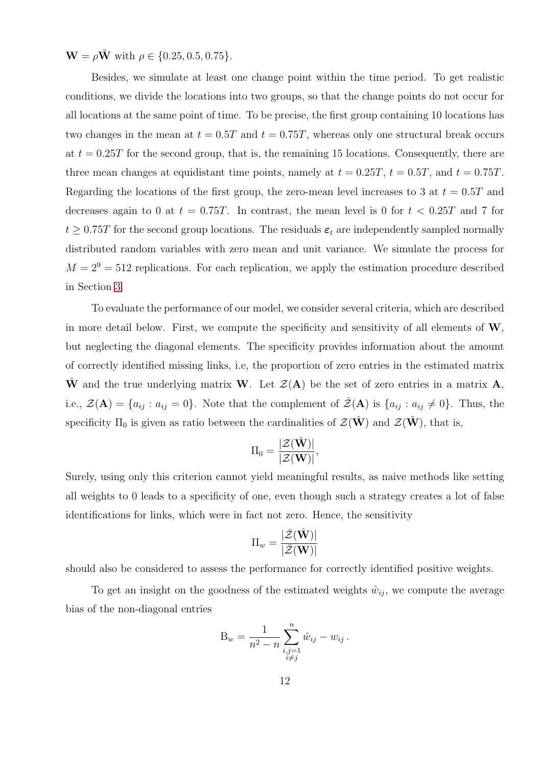$\mathbf{W} = \rho\tilde{\mathbf{W}}$ with $\rho \in \{0.25, 0.5, 0.75\}$.

Besides, we simulate at least one change point within the time period. To get realistic conditions, we divide the locations into two groups, so that the change points do not occur for all locations at the same point of time. To be precise, the first group containing 10 locations has two changes in the mean at $t = 0.5T$ and $t = 0.75T$, whereas only one structural break occurs at $t = 0.25T$ for the second group, that is, the remaining 15 locations. Consequently, there are three mean changes at equidistant time points, namely at $t = 0.25T$, $t = 0.5T$, and $t = 0.75T$. Regarding the locations of the first group, the zero-mean level increases to 3 at $t = 0.5T$ and decreases again to 0 at $t = 0.75T$. In contrast, the mean level is 0 for $t < 0.25T$ and 7 for $t \geq 0.75T$ for the second group locations. The residuals $\boldsymbol{\varepsilon}_t$ are independently sampled normally distributed random variables with zero mean and unit variance. We simulate the process for $M = 2^9 = 512$ replications. For each replication, we apply the estimation procedure described in Section 3.

To evaluate the performance of our model, we consider several criteria, which are described in more detail below. First, we compute the specificity and sensitivity of all elements of $\mathbf{W}$, but neglecting the diagonal elements. The specificity provides information about the amount of correctly identified missing links, i.e, the proportion of zero entries in the estimated matrix $\hat{\mathbf{W}}$ and the true underlying matrix $\mathbf{W}$. Let $\mathcal{Z}(\mathbf{A})$ be the set of zero entries in a matrix $\mathbf{A}$, i.e., $\mathcal{Z}(\mathbf{A}) = \{a_{ij} : a_{ij} = 0\}$. Note that the complement of $\bar{\mathcal{Z}}(\mathbf{A})$ is $\{a_{ij} : a_{ij} \neq 0\}$. Thus, the specificity $\Pi_0$ is given as ratio between the cardinalities of $\mathcal{Z}(\hat{\mathbf{W}})$ and $\mathcal{Z}(\hat{\mathbf{W}})$, that is,

$$\Pi_0 = \frac{|\mathcal{Z}(\hat{\mathbf{W}})|}{|\mathcal{Z}(\mathbf{W})|},$$

Surely, using only this criterion cannot yield meaningful results, as naive methods like setting all weights to 0 leads to a specificity of one, even though such a strategy creates a lot of false identifications for links, which were in fact not zero. Hence, the sensitivity

$$\Pi_w = \frac{|\bar{\mathcal{Z}}(\hat{\mathbf{W}})|}{|\bar{\mathcal{Z}}(\mathbf{W})|}$$

should also be considered to assess the performance for correctly identified positive weights.

To get an insight on the goodness of the estimated weights $\hat{w}_{ij}$, we compute the average bias of the non-diagonal entries

$$\mathrm{B}_w = \frac{1}{n^2 - n} \sum_{\substack{i,j=1 \\ i \neq j}}^{n} \hat{w}_{ij} - w_{ij}\,.$$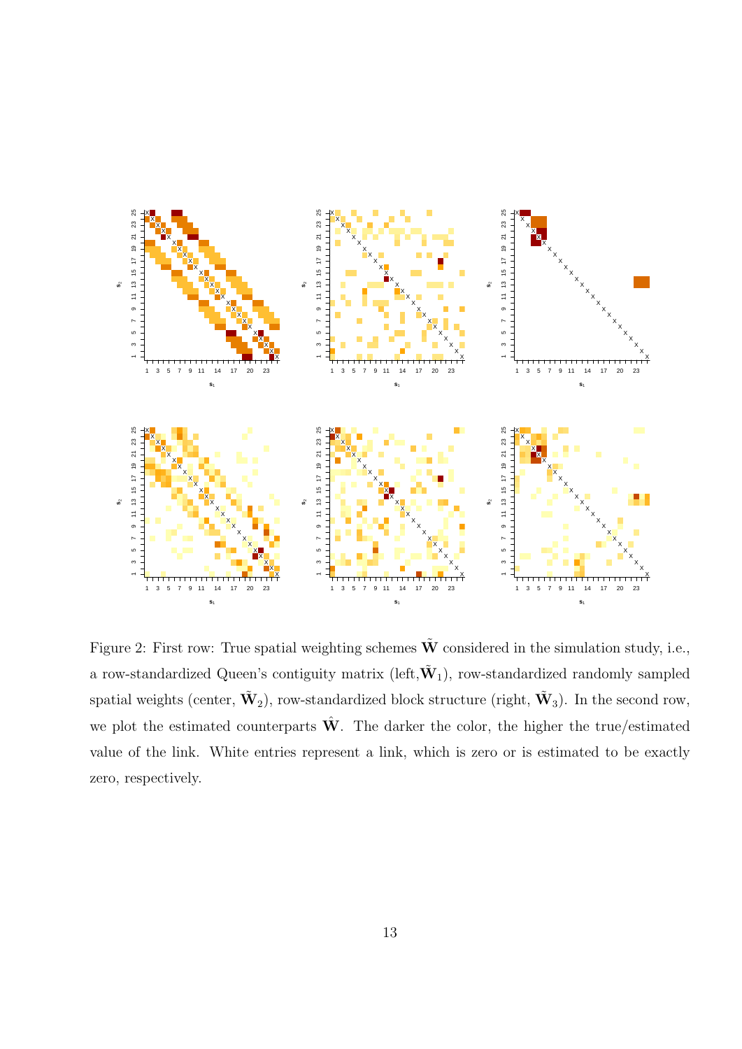Figure 2: First row: True spatial weighting schemes $\tilde{\mathbf{W}}$ considered in the simulation study, i.e., a row-standardized Queen's contiguity matrix (left, $\tilde{\mathbf{W}}_1$), row-standardized randomly sampled spatial weights (center, $\tilde{\mathbf{W}}_2$), row-standardized block structure (right, $\tilde{\mathbf{W}}_3$). In the second row, we plot the estimated counterparts $\hat{\mathbf{W}}$. The darker the color, the higher the true/estimated value of the link. White entries represent a link, which is zero or is estimated to be exactly zero, respectively.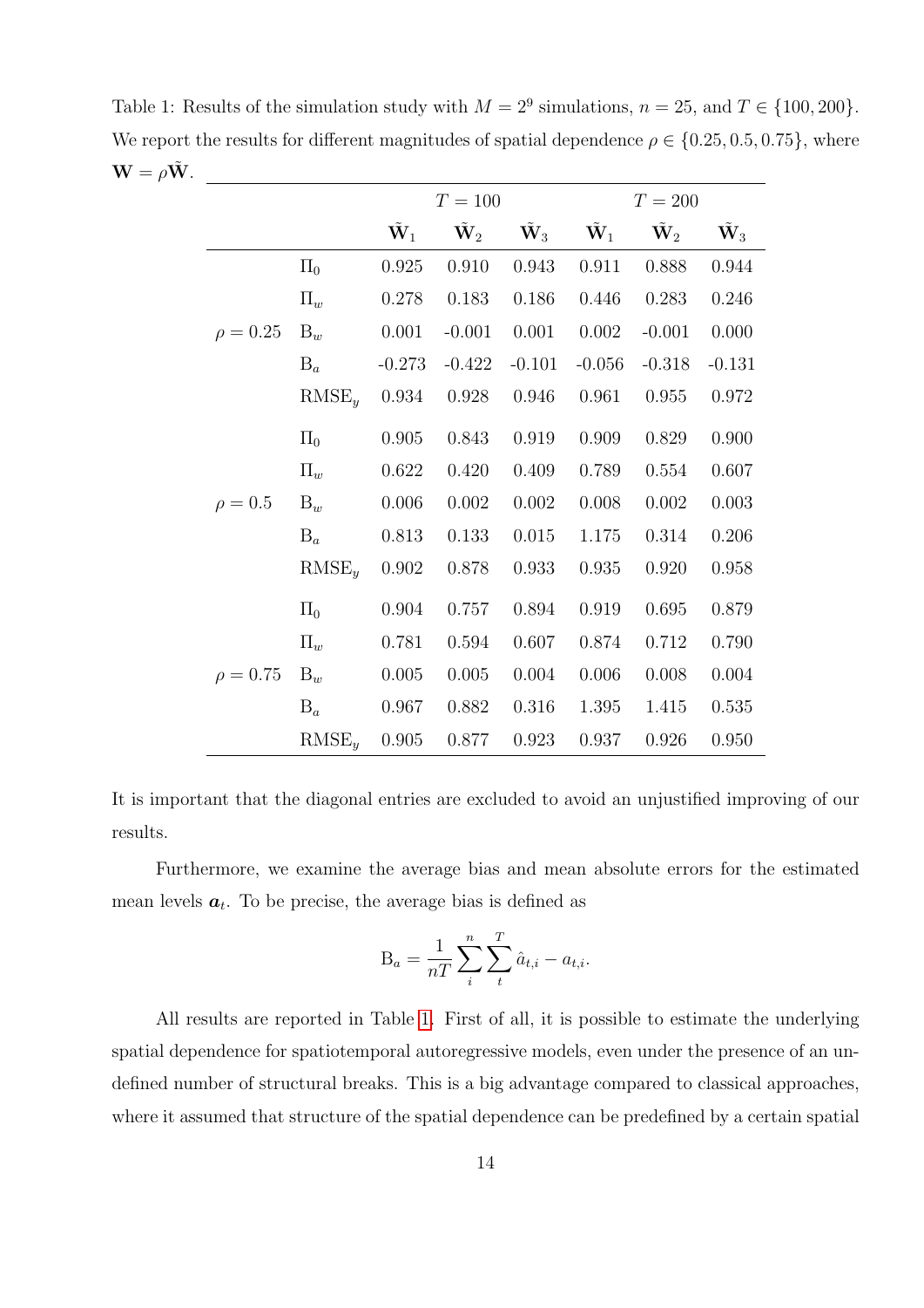Table 1: Results of the simulation study with $M = 2^9$ simulations, $n = 25$, and $T \in \{100, 200\}$. We report the results for different magnitudes of spatial dependence $\rho \in \{0.25, 0.5, 0.75\}$, where $\mathbf{W} = \rho\tilde{\mathbf{W}}$.

| | | $T = 100$ | | | $T = 200$ | | |
|---|---|---|---|---|---|---|---|
| | | $\tilde{\mathbf{W}}_1$ | $\tilde{\mathbf{W}}_2$ | $\tilde{\mathbf{W}}_3$ | $\tilde{\mathbf{W}}_1$ | $\tilde{\mathbf{W}}_2$ | $\tilde{\mathbf{W}}_3$ |
| $\rho = 0.25$ | $\Pi_0$ | 0.925 | 0.910 | 0.943 | 0.911 | 0.888 | 0.944 |
| | $\Pi_w$ | 0.278 | 0.183 | 0.186 | 0.446 | 0.283 | 0.246 |
| | $\mathrm{B}_w$ | 0.001 | -0.001 | 0.001 | 0.002 | -0.001 | 0.000 |
| | $\mathrm{B}_a$ | -0.273 | -0.422 | -0.101 | -0.056 | -0.318 | -0.131 |
| | $\mathrm{RMSE}_y$ | 0.934 | 0.928 | 0.946 | 0.961 | 0.955 | 0.972 |
| $\rho = 0.5$ | $\Pi_0$ | 0.905 | 0.843 | 0.919 | 0.909 | 0.829 | 0.900 |
| | $\Pi_w$ | 0.622 | 0.420 | 0.409 | 0.789 | 0.554 | 0.607 |
| | $\mathrm{B}_w$ | 0.006 | 0.002 | 0.002 | 0.008 | 0.002 | 0.003 |
| | $\mathrm{B}_a$ | 0.813 | 0.133 | 0.015 | 1.175 | 0.314 | 0.206 |
| | $\mathrm{RMSE}_y$ | 0.902 | 0.878 | 0.933 | 0.935 | 0.920 | 0.958 |
| $\rho = 0.75$ | $\Pi_0$ | 0.904 | 0.757 | 0.894 | 0.919 | 0.695 | 0.879 |
| | $\Pi_w$ | 0.781 | 0.594 | 0.607 | 0.874 | 0.712 | 0.790 |
| | $\mathrm{B}_w$ | 0.005 | 0.005 | 0.004 | 0.006 | 0.008 | 0.004 |
| | $\mathrm{B}_a$ | 0.967 | 0.882 | 0.316 | 1.395 | 1.415 | 0.535 |
| | $\mathrm{RMSE}_y$ | 0.905 | 0.877 | 0.923 | 0.937 | 0.926 | 0.950 |

It is important that the diagonal entries are excluded to avoid an unjustified improving of our results.

Furthermore, we examine the average bias and mean absolute errors for the estimated mean levels $\boldsymbol{a}_t$. To be precise, the average bias is defined as

$$\mathrm{B}_a = \frac{1}{nT} \sum_{i}^{n} \sum_{t}^{T} \hat{a}_{t,i} - a_{t,i}.$$

All results are reported in Table 1. First of all, it is possible to estimate the underlying spatial dependence for spatiotemporal autoregressive models, even under the presence of an undefined number of structural breaks. This is a big advantage compared to classical approaches, where it assumed that structure of the spatial dependence can be predefined by a certain spatial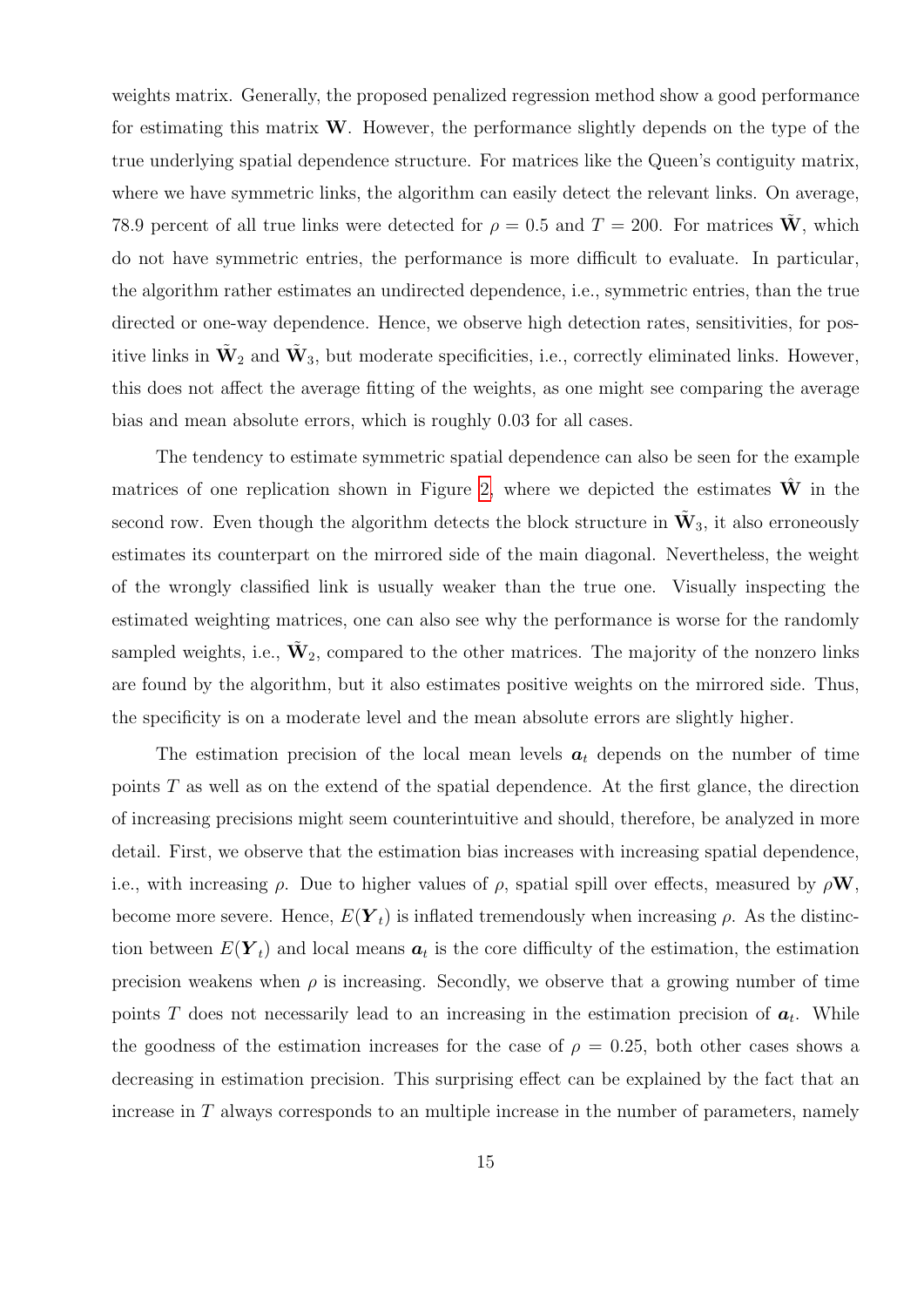weights matrix. Generally, the proposed penalized regression method show a good performance for estimating this matrix $\mathbf{W}$. However, the performance slightly depends on the type of the true underlying spatial dependence structure. For matrices like the Queen's contiguity matrix, where we have symmetric links, the algorithm can easily detect the relevant links. On average, 78.9 percent of all true links were detected for $\rho = 0.5$ and $T = 200$. For matrices $\tilde{\mathbf{W}}$, which do not have symmetric entries, the performance is more difficult to evaluate. In particular, the algorithm rather estimates an undirected dependence, i.e., symmetric entries, than the true directed or one-way dependence. Hence, we observe high detection rates, sensitivities, for positive links in $\tilde{\mathbf{W}}_2$ and $\tilde{\mathbf{W}}_3$, but moderate specificities, i.e., correctly eliminated links. However, this does not affect the average fitting of the weights, as one might see comparing the average bias and mean absolute errors, which is roughly 0.03 for all cases.

The tendency to estimate symmetric spatial dependence can also be seen for the example matrices of one replication shown in Figure 2, where we depicted the estimates $\hat{\mathbf{W}}$ in the second row. Even though the algorithm detects the block structure in $\tilde{\mathbf{W}}_3$, it also erroneously estimates its counterpart on the mirrored side of the main diagonal. Nevertheless, the weight of the wrongly classified link is usually weaker than the true one. Visually inspecting the estimated weighting matrices, one can also see why the performance is worse for the randomly sampled weights, i.e., $\tilde{\mathbf{W}}_2$, compared to the other matrices. The majority of the nonzero links are found by the algorithm, but it also estimates positive weights on the mirrored side. Thus, the specificity is on a moderate level and the mean absolute errors are slightly higher.

The estimation precision of the local mean levels $\boldsymbol{a}_t$ depends on the number of time points $T$ as well as on the extend of the spatial dependence. At the first glance, the direction of increasing precisions might seem counterintuitive and should, therefore, be analyzed in more detail. First, we observe that the estimation bias increases with increasing spatial dependence, i.e., with increasing $\rho$. Due to higher values of $\rho$, spatial spill over effects, measured by $\rho\mathbf{W}$, become more severe. Hence, $E(\boldsymbol{Y}_t)$ is inflated tremendously when increasing $\rho$. As the distinction between $E(\boldsymbol{Y}_t)$ and local means $\boldsymbol{a}_t$ is the core difficulty of the estimation, the estimation precision weakens when $\rho$ is increasing. Secondly, we observe that a growing number of time points $T$ does not necessarily lead to an increasing in the estimation precision of $\boldsymbol{a}_t$. While the goodness of the estimation increases for the case of $\rho = 0.25$, both other cases shows a decreasing in estimation precision. This surprising effect can be explained by the fact that an increase in $T$ always corresponds to an multiple increase in the number of parameters, namely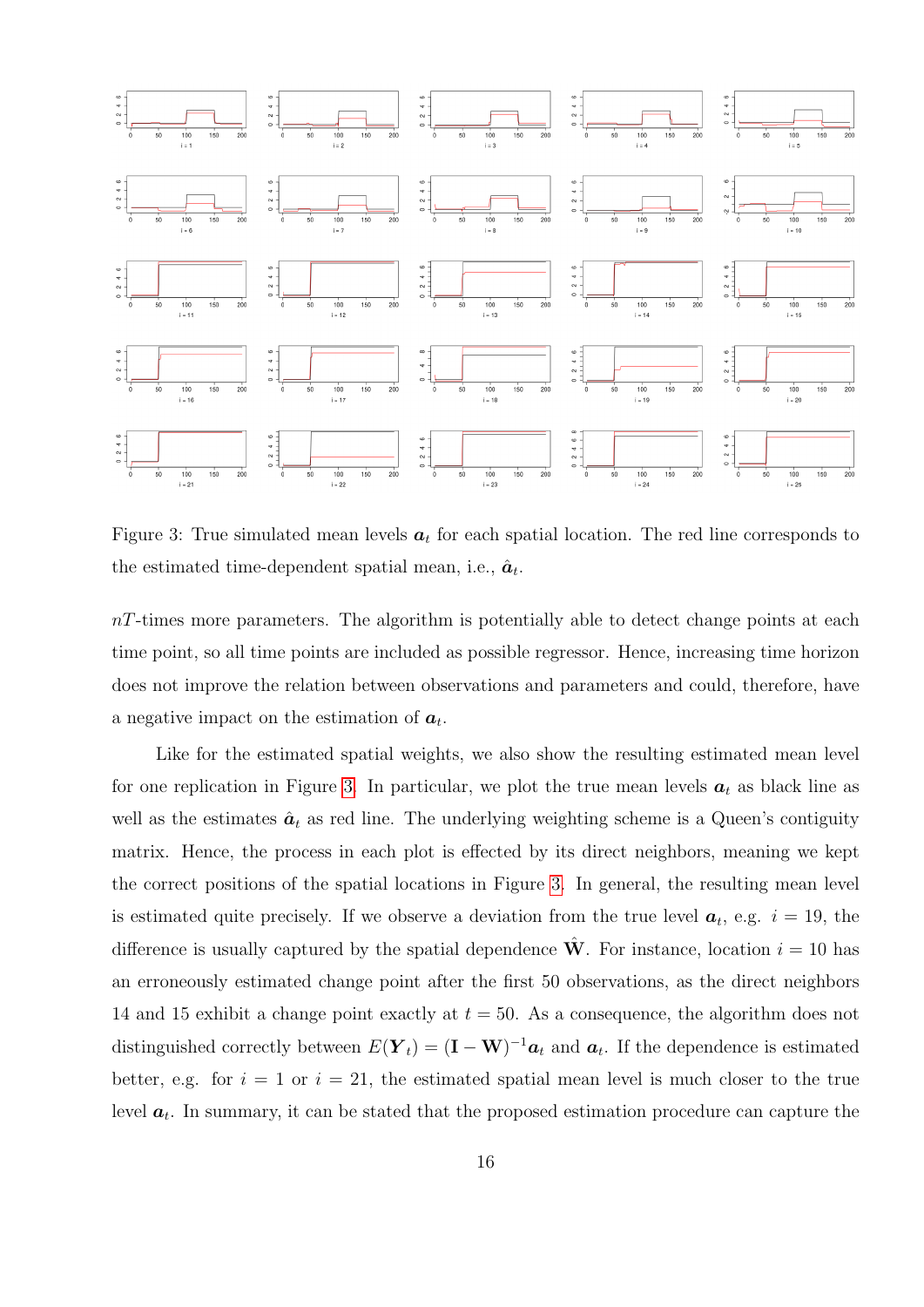Figure 3: True simulated mean levels $\boldsymbol{a}_t$ for each spatial location. The red line corresponds to the estimated time-dependent spatial mean, i.e., $\hat{\boldsymbol{a}}_t$.

$nT$-times more parameters. The algorithm is potentially able to detect change points at each time point, so all time points are included as possible regressor. Hence, increasing time horizon does not improve the relation between observations and parameters and could, therefore, have a negative impact on the estimation of $\boldsymbol{a}_t$.

Like for the estimated spatial weights, we also show the resulting estimated mean level for one replication in Figure 3. In particular, we plot the true mean levels $\boldsymbol{a}_t$ as black line as well as the estimates $\hat{\boldsymbol{a}}_t$ as red line. The underlying weighting scheme is a Queen's contiguity matrix. Hence, the process in each plot is effected by its direct neighbors, meaning we kept the correct positions of the spatial locations in Figure 3. In general, the resulting mean level is estimated quite precisely. If we observe a deviation from the true level $\boldsymbol{a}_t$, e.g. $i = 19$, the difference is usually captured by the spatial dependence $\hat{\mathbf{W}}$. For instance, location $i = 10$ has an erroneously estimated change point after the first 50 observations, as the direct neighbors 14 and 15 exhibit a change point exactly at $t = 50$. As a consequence, the algorithm does not distinguished correctly between $E(\boldsymbol{Y}_t) = (\mathbf{I} - \mathbf{W})^{-1}\boldsymbol{a}_t$ and $\boldsymbol{a}_t$. If the dependence is estimated better, e.g. for $i = 1$ or $i = 21$, the estimated spatial mean level is much closer to the true level $\boldsymbol{a}_t$. In summary, it can be stated that the proposed estimation procedure can capture the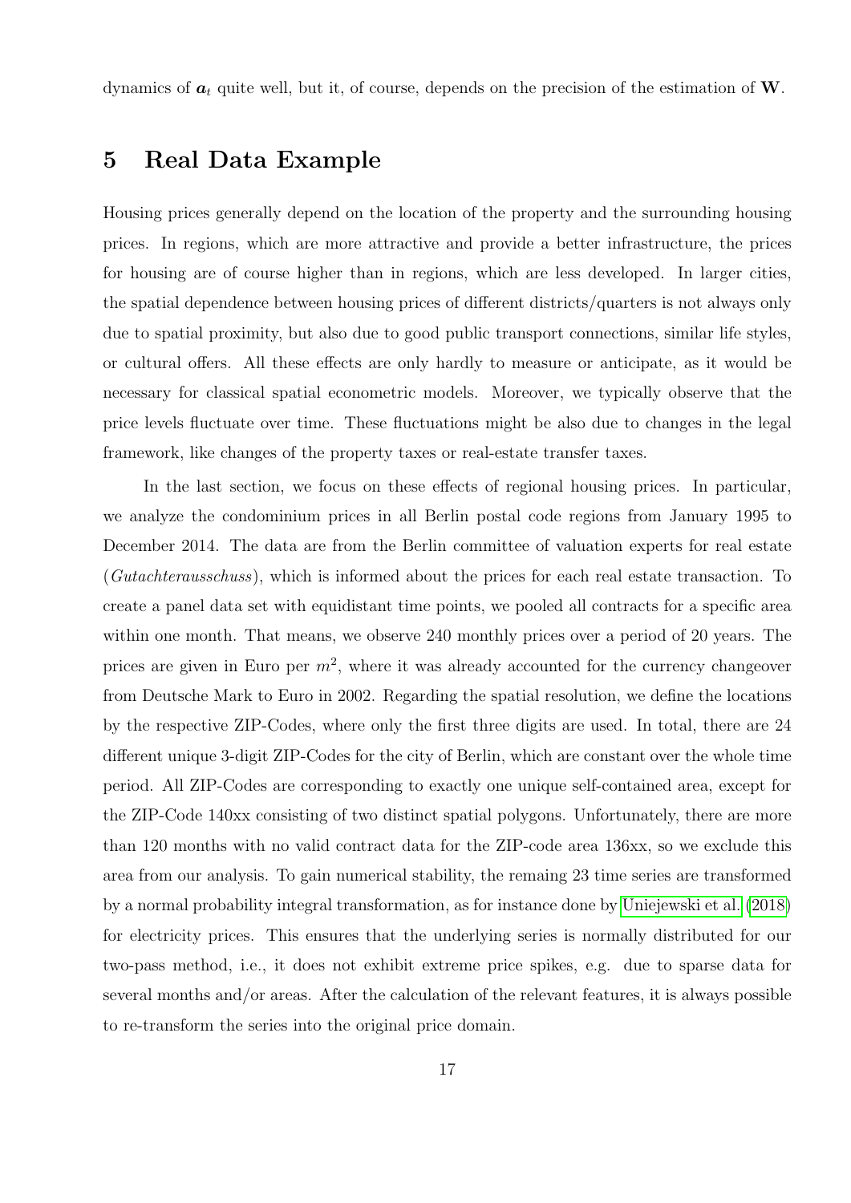dynamics of $\boldsymbol{a}_t$ quite well, but it, of course, depends on the precision of the estimation of $\mathbf{W}$.

## 5 Real Data Example

Housing prices generally depend on the location of the property and the surrounding housing prices. In regions, which are more attractive and provide a better infrastructure, the prices for housing are of course higher than in regions, which are less developed. In larger cities, the spatial dependence between housing prices of different districts/quarters is not always only due to spatial proximity, but also due to good public transport connections, similar life styles, or cultural offers. All these effects are only hardly to measure or anticipate, as it would be necessary for classical spatial econometric models. Moreover, we typically observe that the price levels fluctuate over time. These fluctuations might be also due to changes in the legal framework, like changes of the property taxes or real-estate transfer taxes.

In the last section, we focus on these effects of regional housing prices. In particular, we analyze the condominium prices in all Berlin postal code regions from January 1995 to December 2014. The data are from the Berlin committee of valuation experts for real estate (*Gutachterausschuss*), which is informed about the prices for each real estate transaction. To create a panel data set with equidistant time points, we pooled all contracts for a specific area within one month. That means, we observe 240 monthly prices over a period of 20 years. The prices are given in Euro per $m^2$, where it was already accounted for the currency changeover from Deutsche Mark to Euro in 2002. Regarding the spatial resolution, we define the locations by the respective ZIP-Codes, where only the first three digits are used. In total, there are 24 different unique 3-digit ZIP-Codes for the city of Berlin, which are constant over the whole time period. All ZIP-Codes are corresponding to exactly one unique self-contained area, except for the ZIP-Code 140xx consisting of two distinct spatial polygons. Unfortunately, there are more than 120 months with no valid contract data for the ZIP-code area 136xx, so we exclude this area from our analysis. To gain numerical stability, the remaing 23 time series are transformed by a normal probability integral transformation, as for instance done by Uniejewski et al. (2018) for electricity prices. This ensures that the underlying series is normally distributed for our two-pass method, i.e., it does not exhibit extreme price spikes, e.g. due to sparse data for several months and/or areas. After the calculation of the relevant features, it is always possible to re-transform the series into the original price domain.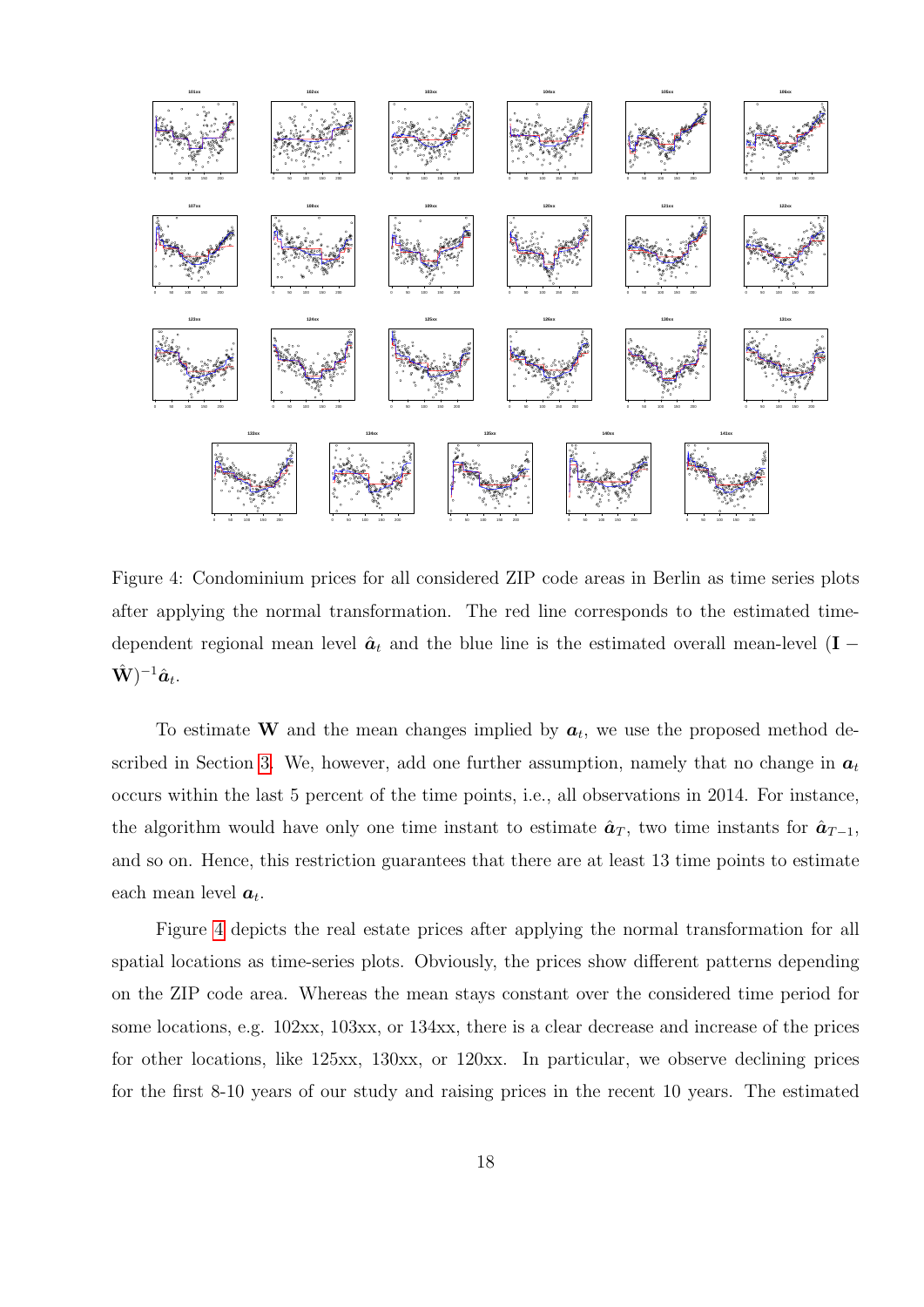Figure 4: Condominium prices for all considered ZIP code areas in Berlin as time series plots after applying the normal transformation. The red line corresponds to the estimated time-dependent regional mean level $\hat{\boldsymbol{a}}_t$ and the blue line is the estimated overall mean-level $(\mathbf{I} - \hat{\mathbf{W}})^{-1}\hat{\boldsymbol{a}}_t$.

To estimate $\mathbf{W}$ and the mean changes implied by $\boldsymbol{a}_t$, we use the proposed method described in Section 3. We, however, add one further assumption, namely that no change in $\boldsymbol{a}_t$ occurs within the last 5 percent of the time points, i.e., all observations in 2014. For instance, the algorithm would have only one time instant to estimate $\hat{\boldsymbol{a}}_T$, two time instants for $\hat{\boldsymbol{a}}_{T-1}$, and so on. Hence, this restriction guarantees that there are at least 13 time points to estimate each mean level $\boldsymbol{a}_t$.

Figure 4 depicts the real estate prices after applying the normal transformation for all spatial locations as time-series plots. Obviously, the prices show different patterns depending on the ZIP code area. Whereas the mean stays constant over the considered time period for some locations, e.g. 102xx, 103xx, or 134xx, there is a clear decrease and increase of the prices for other locations, like 125xx, 130xx, or 120xx. In particular, we observe declining prices for the first 8-10 years of our study and raising prices in the recent 10 years. The estimated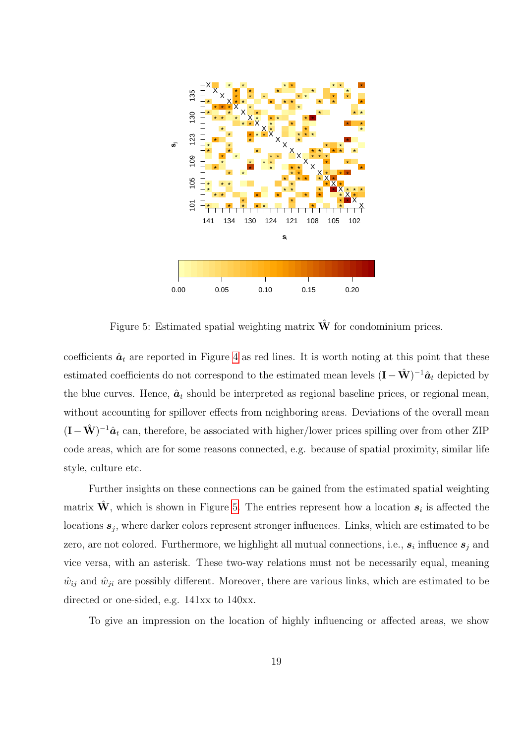Figure 5: Estimated spatial weighting matrix $\hat{\mathbf{W}}$ for condominium prices.

coefficients $\hat{\boldsymbol{a}}_t$ are reported in Figure 4 as red lines. It is worth noting at this point that these estimated coefficients do not correspond to the estimated mean levels $(\mathbf{I} - \hat{\mathbf{W}})^{-1}\hat{\boldsymbol{a}}_t$ depicted by the blue curves. Hence, $\hat{\boldsymbol{a}}_t$ should be interpreted as regional baseline prices, or regional mean, without accounting for spillover effects from neighboring areas. Deviations of the overall mean $(\mathbf{I} - \hat{\mathbf{W}})^{-1}\hat{\boldsymbol{a}}_t$ can, therefore, be associated with higher/lower prices spilling over from other ZIP code areas, which are for some reasons connected, e.g. because of spatial proximity, similar life style, culture etc.

Further insights on these connections can be gained from the estimated spatial weighting matrix $\hat{\mathbf{W}}$, which is shown in Figure 5. The entries represent how a location $\boldsymbol{s}_i$ is affected the locations $\boldsymbol{s}_j$, where darker colors represent stronger influences. Links, which are estimated to be zero, are not colored. Furthermore, we highlight all mutual connections, i.e., $\boldsymbol{s}_i$ influence $\boldsymbol{s}_j$ and vice versa, with an asterisk. These two-way relations must not be necessarily equal, meaning $\hat{w}_{ij}$ and $\hat{w}_{ji}$ are possibly different. Moreover, there are various links, which are estimated to be directed or one-sided, e.g. 141xx to 140xx.

To give an impression on the location of highly influencing or affected areas, we show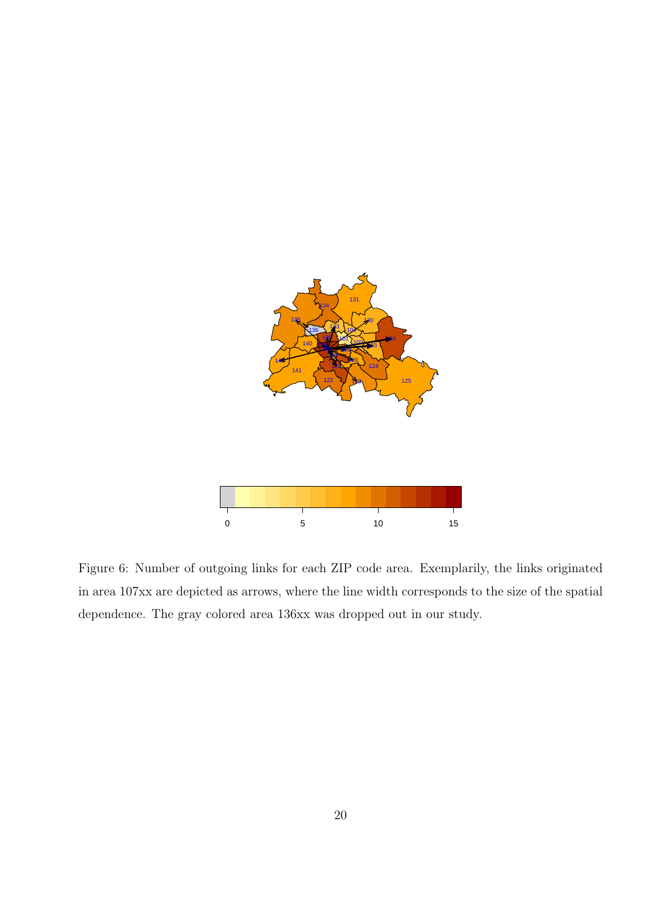Figure 6: Number of outgoing links for each ZIP code area. Exemplarily, the links originated in area 107xx are depicted as arrows, where the line width corresponds to the size of the spatial dependence. The gray colored area 136xx was dropped out in our study.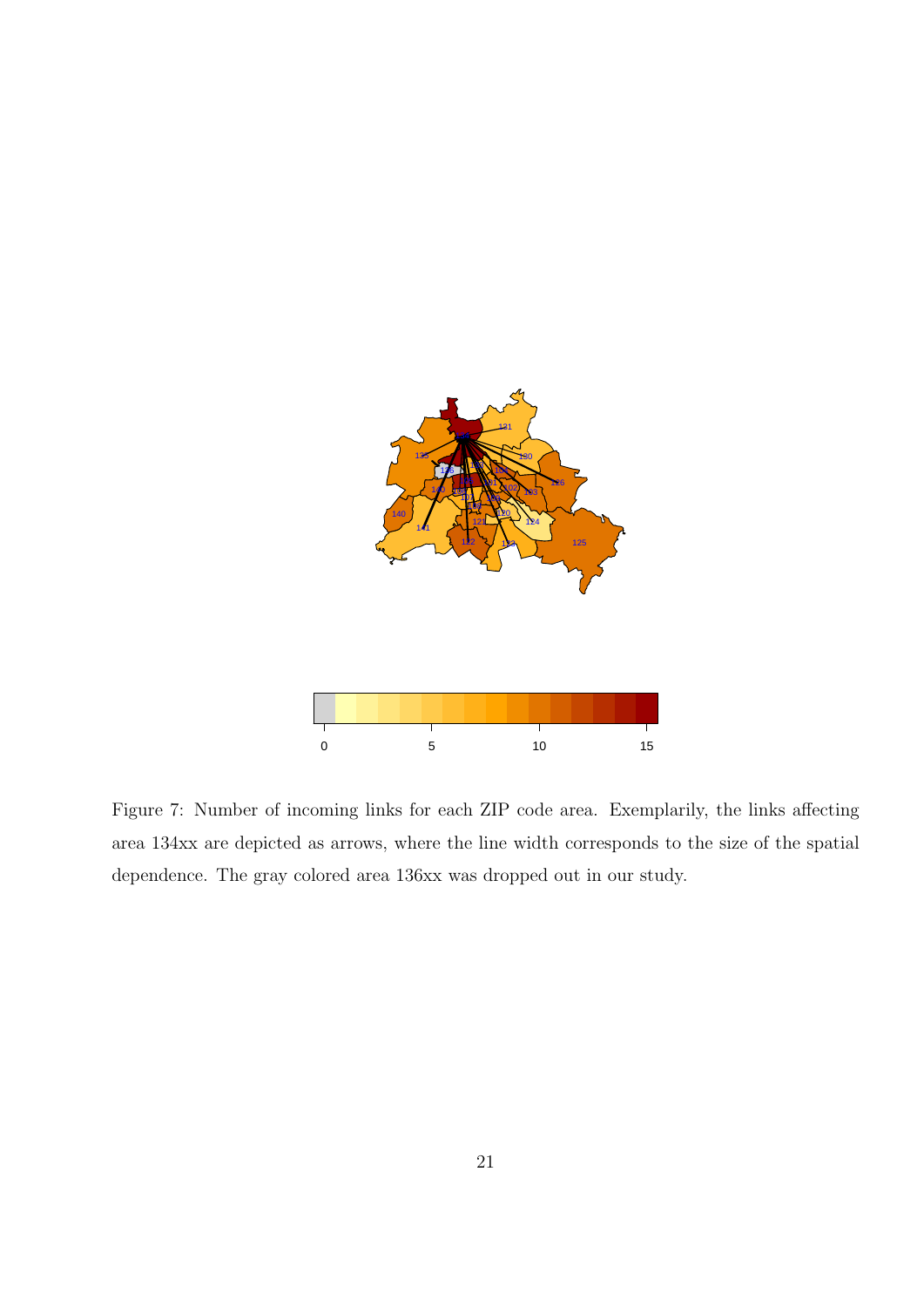Figure 7: Number of incoming links for each ZIP code area. Exemplarily, the links affecting area 134xx are depicted as arrows, where the line width corresponds to the size of the spatial dependence. The gray colored area 136xx was dropped out in our study.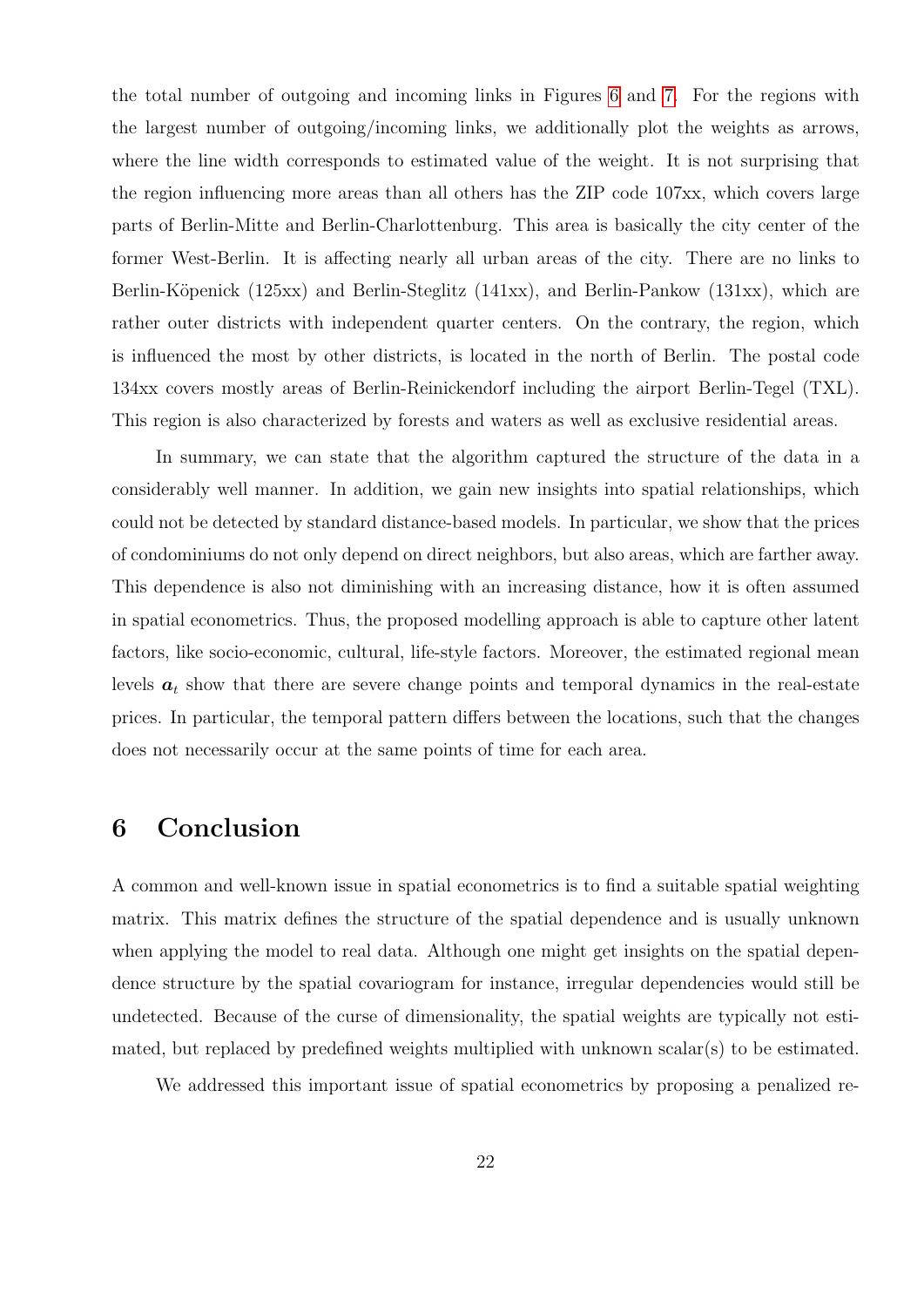the total number of outgoing and incoming links in Figures 6 and 7. For the regions with the largest number of outgoing/incoming links, we additionally plot the weights as arrows, where the line width corresponds to estimated value of the weight. It is not surprising that the region influencing more areas than all others has the ZIP code 107xx, which covers large parts of Berlin-Mitte and Berlin-Charlottenburg. This area is basically the city center of the former West-Berlin. It is affecting nearly all urban areas of the city. There are no links to Berlin-Köpenick (125xx) and Berlin-Steglitz (141xx), and Berlin-Pankow (131xx), which are rather outer districts with independent quarter centers. On the contrary, the region, which is influenced the most by other districts, is located in the north of Berlin. The postal code 134xx covers mostly areas of Berlin-Reinickendorf including the airport Berlin-Tegel (TXL). This region is also characterized by forests and waters as well as exclusive residential areas.

In summary, we can state that the algorithm captured the structure of the data in a considerably well manner. In addition, we gain new insights into spatial relationships, which could not be detected by standard distance-based models. In particular, we show that the prices of condominiums do not only depend on direct neighbors, but also areas, which are farther away. This dependence is also not diminishing with an increasing distance, how it is often assumed in spatial econometrics. Thus, the proposed modelling approach is able to capture other latent factors, like socio-economic, cultural, life-style factors. Moreover, the estimated regional mean levels $\boldsymbol{a}_t$ show that there are severe change points and temporal dynamics in the real-estate prices. In particular, the temporal pattern differs between the locations, such that the changes does not necessarily occur at the same points of time for each area.

# 6 Conclusion

A common and well-known issue in spatial econometrics is to find a suitable spatial weighting matrix. This matrix defines the structure of the spatial dependence and is usually unknown when applying the model to real data. Although one might get insights on the spatial dependence structure by the spatial covariogram for instance, irregular dependencies would still be undetected. Because of the curse of dimensionality, the spatial weights are typically not estimated, but replaced by predefined weights multiplied with unknown scalar(s) to be estimated.

We addressed this important issue of spatial econometrics by proposing a penalized re-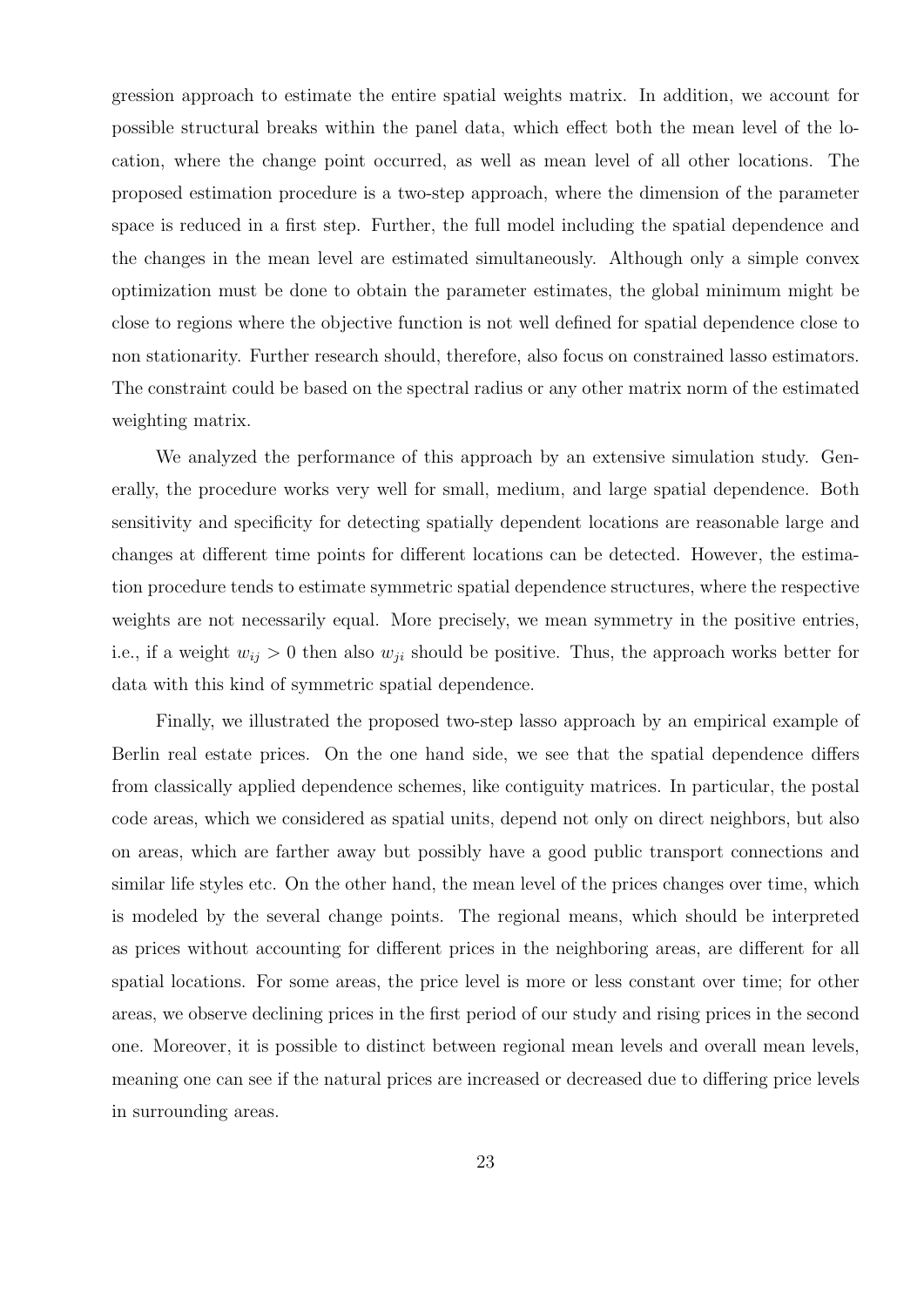gression approach to estimate the entire spatial weights matrix. In addition, we account for possible structural breaks within the panel data, which effect both the mean level of the location, where the change point occurred, as well as mean level of all other locations. The proposed estimation procedure is a two-step approach, where the dimension of the parameter space is reduced in a first step. Further, the full model including the spatial dependence and the changes in the mean level are estimated simultaneously. Although only a simple convex optimization must be done to obtain the parameter estimates, the global minimum might be close to regions where the objective function is not well defined for spatial dependence close to non stationarity. Further research should, therefore, also focus on constrained lasso estimators. The constraint could be based on the spectral radius or any other matrix norm of the estimated weighting matrix.

We analyzed the performance of this approach by an extensive simulation study. Generally, the procedure works very well for small, medium, and large spatial dependence. Both sensitivity and specificity for detecting spatially dependent locations are reasonable large and changes at different time points for different locations can be detected. However, the estimation procedure tends to estimate symmetric spatial dependence structures, where the respective weights are not necessarily equal. More precisely, we mean symmetry in the positive entries, i.e., if a weight $w_{ij} > 0$ then also $w_{ji}$ should be positive. Thus, the approach works better for data with this kind of symmetric spatial dependence.

Finally, we illustrated the proposed two-step lasso approach by an empirical example of Berlin real estate prices. On the one hand side, we see that the spatial dependence differs from classically applied dependence schemes, like contiguity matrices. In particular, the postal code areas, which we considered as spatial units, depend not only on direct neighbors, but also on areas, which are farther away but possibly have a good public transport connections and similar life styles etc. On the other hand, the mean level of the prices changes over time, which is modeled by the several change points. The regional means, which should be interpreted as prices without accounting for different prices in the neighboring areas, are different for all spatial locations. For some areas, the price level is more or less constant over time; for other areas, we observe declining prices in the first period of our study and rising prices in the second one. Moreover, it is possible to distinct between regional mean levels and overall mean levels, meaning one can see if the natural prices are increased or decreased due to differing price levels in surrounding areas.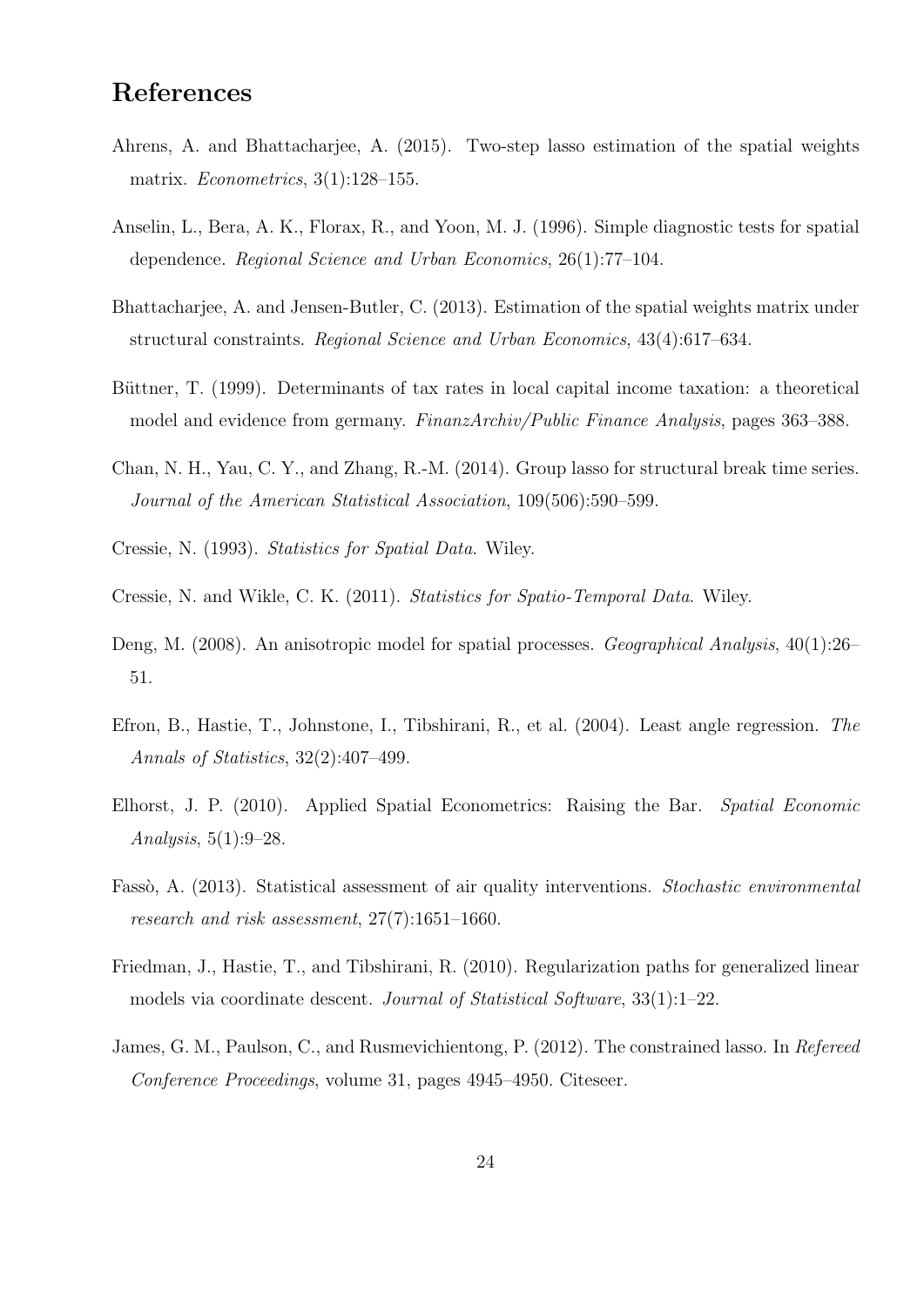## References

Ahrens, A. and Bhattacharjee, A. (2015). Two-step lasso estimation of the spatial weights matrix. *Econometrics*, 3(1):128–155.

Anselin, L., Bera, A. K., Florax, R., and Yoon, M. J. (1996). Simple diagnostic tests for spatial dependence. *Regional Science and Urban Economics*, 26(1):77–104.

Bhattacharjee, A. and Jensen-Butler, C. (2013). Estimation of the spatial weights matrix under structural constraints. *Regional Science and Urban Economics*, 43(4):617–634.

Büttner, T. (1999). Determinants of tax rates in local capital income taxation: a theoretical model and evidence from germany. *FinanzArchiv/Public Finance Analysis*, pages 363–388.

Chan, N. H., Yau, C. Y., and Zhang, R.-M. (2014). Group lasso for structural break time series. *Journal of the American Statistical Association*, 109(506):590–599.

Cressie, N. (1993). *Statistics for Spatial Data*. Wiley.

Cressie, N. and Wikle, C. K. (2011). *Statistics for Spatio-Temporal Data*. Wiley.

Deng, M. (2008). An anisotropic model for spatial processes. *Geographical Analysis*, 40(1):26–51.

Efron, B., Hastie, T., Johnstone, I., Tibshirani, R., et al. (2004). Least angle regression. *The Annals of Statistics*, 32(2):407–499.

Elhorst, J. P. (2010). Applied Spatial Econometrics: Raising the Bar. *Spatial Economic Analysis*, 5(1):9–28.

Fassò, A. (2013). Statistical assessment of air quality interventions. *Stochastic environmental research and risk assessment*, 27(7):1651–1660.

Friedman, J., Hastie, T., and Tibshirani, R. (2010). Regularization paths for generalized linear models via coordinate descent. *Journal of Statistical Software*, 33(1):1–22.

James, G. M., Paulson, C., and Rusmevichientong, P. (2012). The constrained lasso. In *Refereed Conference Proceedings*, volume 31, pages 4945–4950. Citeseer.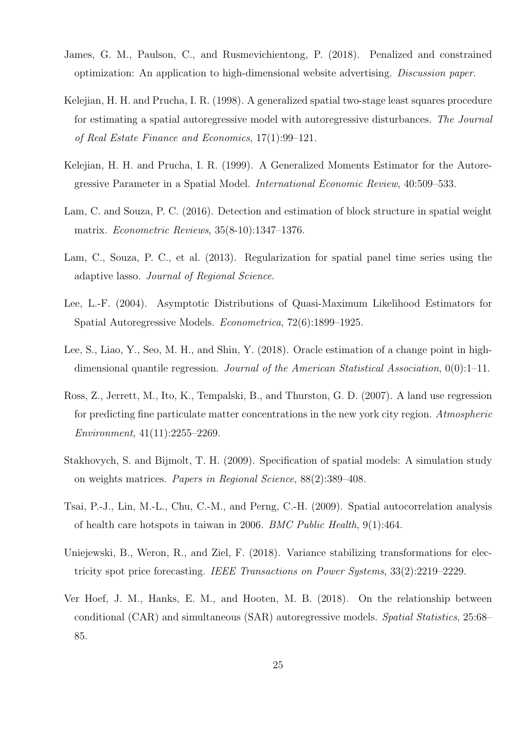James, G. M., Paulson, C., and Rusmevichientong, P. (2018). Penalized and constrained optimization: An application to high-dimensional website advertising. *Discussion paper*.

Kelejian, H. H. and Prucha, I. R. (1998). A generalized spatial two-stage least squares procedure for estimating a spatial autoregressive model with autoregressive disturbances. *The Journal of Real Estate Finance and Economics*, 17(1):99–121.

Kelejian, H. H. and Prucha, I. R. (1999). A Generalized Moments Estimator for the Autoregressive Parameter in a Spatial Model. *International Economic Review*, 40:509–533.

Lam, C. and Souza, P. C. (2016). Detection and estimation of block structure in spatial weight matrix. *Econometric Reviews*, 35(8-10):1347–1376.

Lam, C., Souza, P. C., et al. (2013). Regularization for spatial panel time series using the adaptive lasso. *Journal of Regional Science*.

Lee, L.-F. (2004). Asymptotic Distributions of Quasi-Maximum Likelihood Estimators for Spatial Autoregressive Models. *Econometrica*, 72(6):1899–1925.

Lee, S., Liao, Y., Seo, M. H., and Shin, Y. (2018). Oracle estimation of a change point in high-dimensional quantile regression. *Journal of the American Statistical Association*, 0(0):1–11.

Ross, Z., Jerrett, M., Ito, K., Tempalski, B., and Thurston, G. D. (2007). A land use regression for predicting fine particulate matter concentrations in the new york city region. *Atmospheric Environment*, 41(11):2255–2269.

Stakhovych, S. and Bijmolt, T. H. (2009). Specification of spatial models: A simulation study on weights matrices. *Papers in Regional Science*, 88(2):389–408.

Tsai, P.-J., Lin, M.-L., Chu, C.-M., and Perng, C.-H. (2009). Spatial autocorrelation analysis of health care hotspots in taiwan in 2006. *BMC Public Health*, 9(1):464.

Uniejewski, B., Weron, R., and Ziel, F. (2018). Variance stabilizing transformations for electricity spot price forecasting. *IEEE Transactions on Power Systems*, 33(2):2219–2229.

Ver Hoef, J. M., Hanks, E. M., and Hooten, M. B. (2018). On the relationship between conditional (CAR) and simultaneous (SAR) autoregressive models. *Spatial Statistics*, 25:68–85.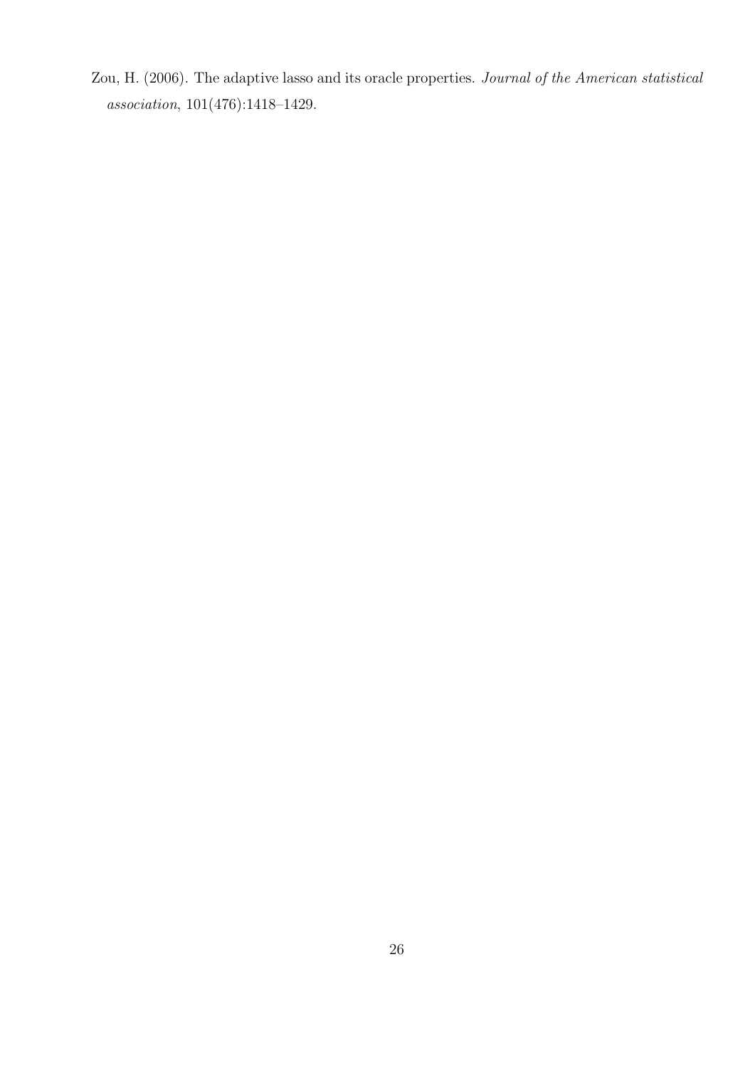Zou, H. (2006). The adaptive lasso and its oracle properties. *Journal of the American statistical association*, 101(476):1418–1429.